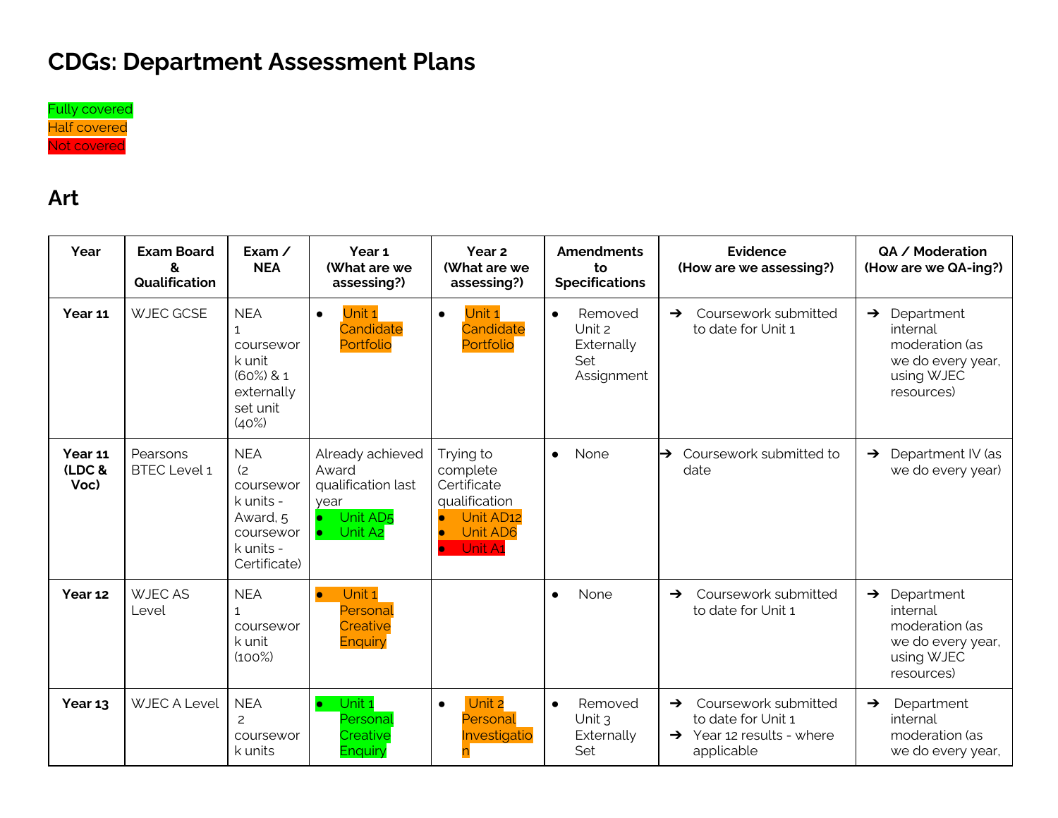# CDGs: Department Assessment Plans

Fully covered
Half covered
Not covered

## Art

| Year | Exam Board & Qualification | Exam / NEA | Year 1 (What are we assessing?) | Year 2 (What are we assessing?) | Amendments to Specifications | Evidence (How are we assessing?) | QA / Moderation (How are we QA-ing?) |
|---|---|---|---|---|---|---|---|
| **Year 11** | WJEC GCSE | NEA 1 coursework unit (60%) & 1 externally set unit (40%) | • Unit 1 Candidate Portfolio | • Unit 1 Candidate Portfolio | • Removed Unit 2 Externally Set Assignment | ➔ Coursework submitted to date for Unit 1 | ➔ Department internal moderation (as we do every year, using WJEC resources) |
| **Year 11 (LDC & Voc)** | Pearsons BTEC Level 1 | NEA (2 coursework units - Award, 5 coursework units - Certificate) | Already achieved Award qualification last year<br>• Unit AD5<br>• Unit A2 | Trying to complete Certificate qualification<br>• Unit AD12<br>• Unit AD6<br>• Unit A1 | • None | ➔ Coursework submitted to date | ➔ Department IV (as we do every year) |
| **Year 12** | WJEC AS Level | NEA 1 coursework unit (100%) | • Unit 1 Personal Creative Enquiry | | • None | ➔ Coursework submitted to date for Unit 1 | ➔ Department internal moderation (as we do every year, using WJEC resources) |
| **Year 13** | WJEC A Level | NEA 2 coursework units | • Unit 1 Personal Creative Enquiry | • Unit 2 Personal Investigation | • Removed Unit 3 Externally Set | ➔ Coursework submitted to date for Unit 1<br>➔ Year 12 results - where applicable | ➔ Department internal moderation (as we do every year, |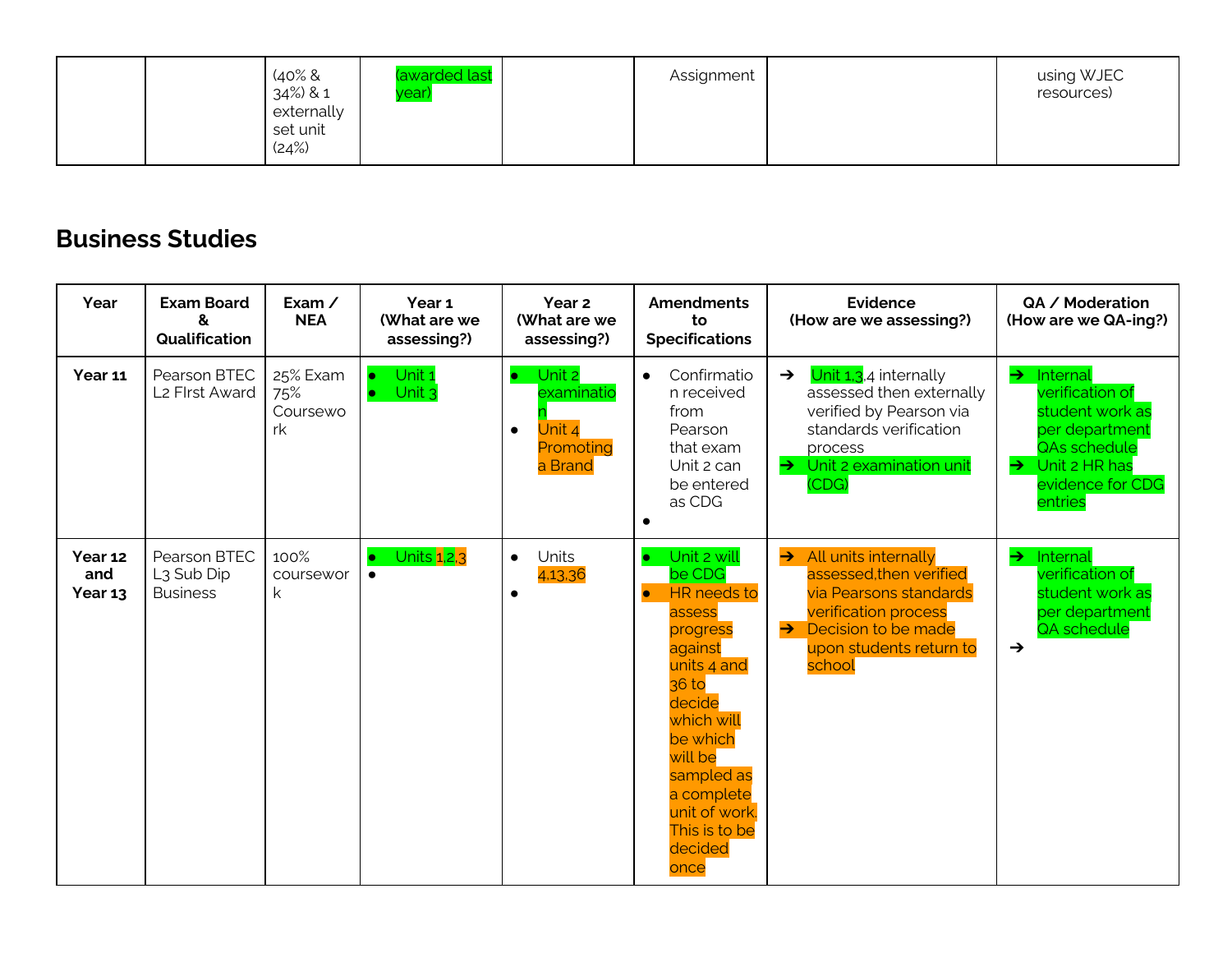| | | (40% & 34%) & 1 externally set unit (24%) | (awarded last year) | | Assignment | | using WJEC resources) |
|---|---|---|---|---|---|---|---|

## Business Studies

| Year | Exam Board & Qualification | Exam / NEA | Year 1 (What are we assessing?) | Year 2 (What are we assessing?) | Amendments to Specifications | Evidence (How are we assessing?) | QA / Moderation (How are we QA-ing?) |
|---|---|---|---|---|---|---|---|
| **Year 11** | Pearson BTEC L2 FIrst Award | 25% Exam 75% Coursework | • Unit 1<br>• Unit 3 | • Unit 2 examination<br>• Unit 4 Promoting a Brand | • Confirmation received from Pearson that exam Unit 2 can be entered as CDG<br>• | ➔ Unit 1,3,4 internally assessed then externally verified by Pearson via standards verification process<br>➔ Unit 2 examination unit (CDG) | ➔ Internal verification of student work as per department QAs schedule<br>➔ Unit 2 HR has evidence for CDG entries |
| **Year 12 and Year 13** | Pearson BTEC L3 Sub Dip Business | 100% coursework | • Units 1,2,3<br>• | • Units 4,13,36<br>• | • Unit 2 will be CDG<br>• HR needs to assess progress against units 4 and 36 to decide which will be which will be sampled as a complete unit of work. This is to be decided once | ➔ All units internally assessed,then verified via Pearsons standards verification process<br>➔ Decision to be made upon students return to school | ➔ Internal verification of student work as per department QA schedule<br>➔ |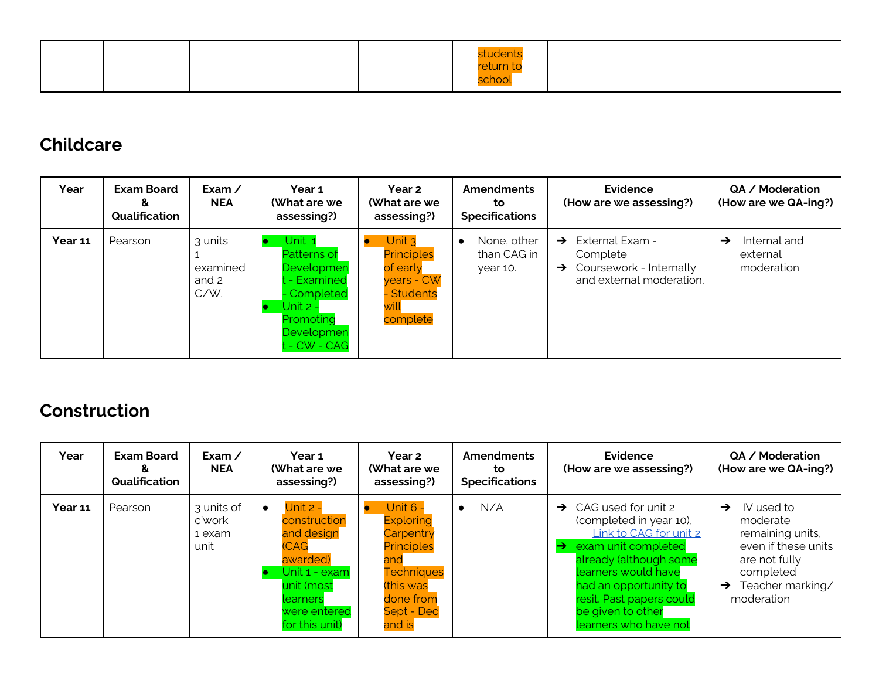| | | | | | students return to school | | |
|---|---|---|---|---|---|---|---|

## Childcare

| Year | Exam Board & Qualification | Exam / NEA | Year 1 (What are we assessing?) | Year 2 (What are we assessing?) | Amendments to Specifications | Evidence (How are we assessing?) | QA / Moderation (How are we QA-ing?) |
|---|---|---|---|---|---|---|---|
| **Year 11** | Pearson | 3 units 1 examined and 2 C/W. | • Unit 1 Patterns of Development - Examined - Completed<br>• Unit 2 - Promoting Development - CW - CAG | • Unit 3 Principles of early years - CW - Students will complete | • None, other than CAG in year 10. | ➔ External Exam - Complete<br>➔ Coursework - Internally and external moderation. | ➔ Internal and external moderation |

## Construction

| Year | Exam Board & Qualification | Exam / NEA | Year 1 (What are we assessing?) | Year 2 (What are we assessing?) | Amendments to Specifications | Evidence (How are we assessing?) | QA / Moderation (How are we QA-ing?) |
|---|---|---|---|---|---|---|---|
| **Year 11** | Pearson | 3 units of c'work 1 exam unit | • Unit 2 - construction and design (CAG awarded)<br>• Unit 1 - exam unit (most learners were entered for this unit) | • Unit 6 - Exploring Carpentry Principles and Techniques (this was done from Sept - Dec and is | • N/A | ➔ CAG used for unit 2 (completed in year 10), [Link to CAG for unit 2]<br>➔ exam unit completed already (although some learners would have had an opportunity to resit. Past papers could be given to other learners who have not | ➔ IV used to moderate remaining units, even if these units are not fully completed<br>➔ Teacher marking/ moderation |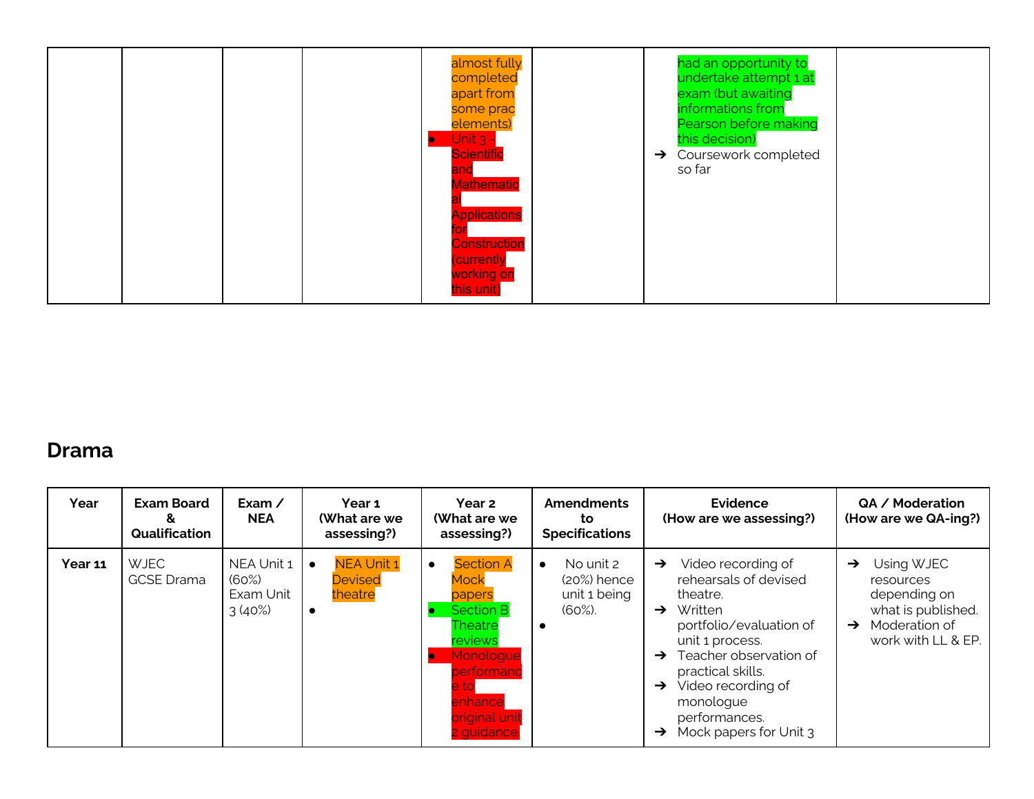| | | | | almost fully completed apart from some prac elements)<br>• Unit 3 - Scientific and Mathematical Applications for Construction (currently working on this unit) | | had an opportunity to undertake attempt 1 at exam (but awaiting informations from Pearson before making this decision)<br>➔ Coursework completed so far | |
|---|---|---|---|---|---|---|---|

## Drama

| Year | Exam Board & Qualification | Exam / NEA | Year 1 (What are we assessing?) | Year 2 (What are we assessing?) | Amendments to Specifications | Evidence (How are we assessing?) | QA / Moderation (How are we QA-ing?) |
|---|---|---|---|---|---|---|---|
| **Year 11** | WJEC GCSE Drama | NEA Unit 1 (60%)<br>Exam Unit 3 (40%) | • NEA Unit 1 Devised theatre<br>• | • Section A Mock papers<br>• Section B Theatre reviews<br>• Monologue performance to enhance original unit 2 guidance | • No unit 2 (20%) hence unit 1 being (60%).<br>• | ➔ Video recording of rehearsals of devised theatre.<br>➔ Written portfolio/evaluation of unit 1 process.<br>➔ Teacher observation of practical skills.<br>➔ Video recording of monologue performances.<br>➔ Mock papers for Unit 3 | ➔ Using WJEC resources depending on what is published.<br>➔ Moderation of work with LL & EP. |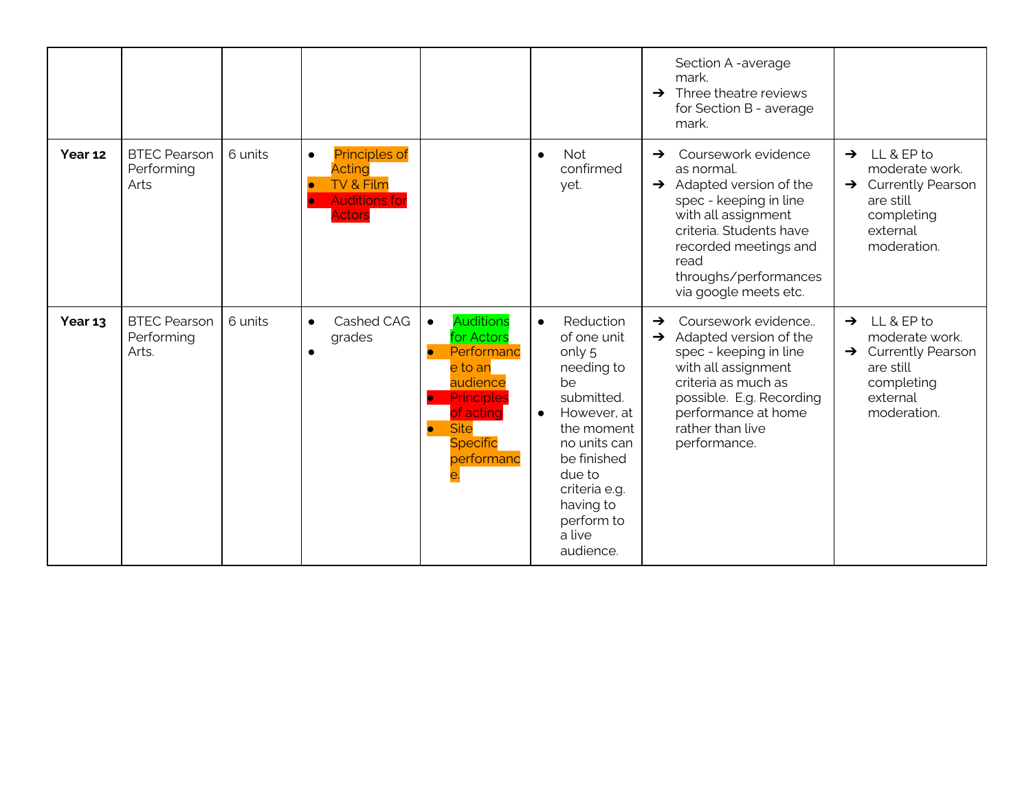| | | | | | | | |
|---|---|---|---|---|---|---|---|
| | | | | | | Section A -average mark.<br>➔ Three theatre reviews for Section B - average mark. | |
| **Year 12** | BTEC Pearson Performing Arts | 6 units | • Principles of Acting<br>• TV & Film<br>• Auditions for Actors | | • Not confirmed yet. | ➔ Coursework evidence as normal.<br>➔ Adapted version of the spec - keeping in line with all assignment criteria. Students have recorded meetings and read throughs/performances via google meets etc. | ➔ LL & EP to moderate work.<br>➔ Currently Pearson are still completing external moderation. |
| **Year 13** | BTEC Pearson Performing Arts. | 6 units | • Cashed CAG grades<br>• | • Auditions for Actors<br>• Performance to an audience<br>• Principles of acting<br>• Site Specific performance. | • Reduction of one unit only 5 needing to be submitted.<br>• However, at the moment no units can be finished due to criteria e.g. having to perform to a live audience. | ➔ Coursework evidence..<br>➔ Adapted version of the spec - keeping in line with all assignment criteria as much as possible. E.g. Recording performance at home rather than live performance. | ➔ LL & EP to moderate work.<br>➔ Currently Pearson are still completing external moderation. |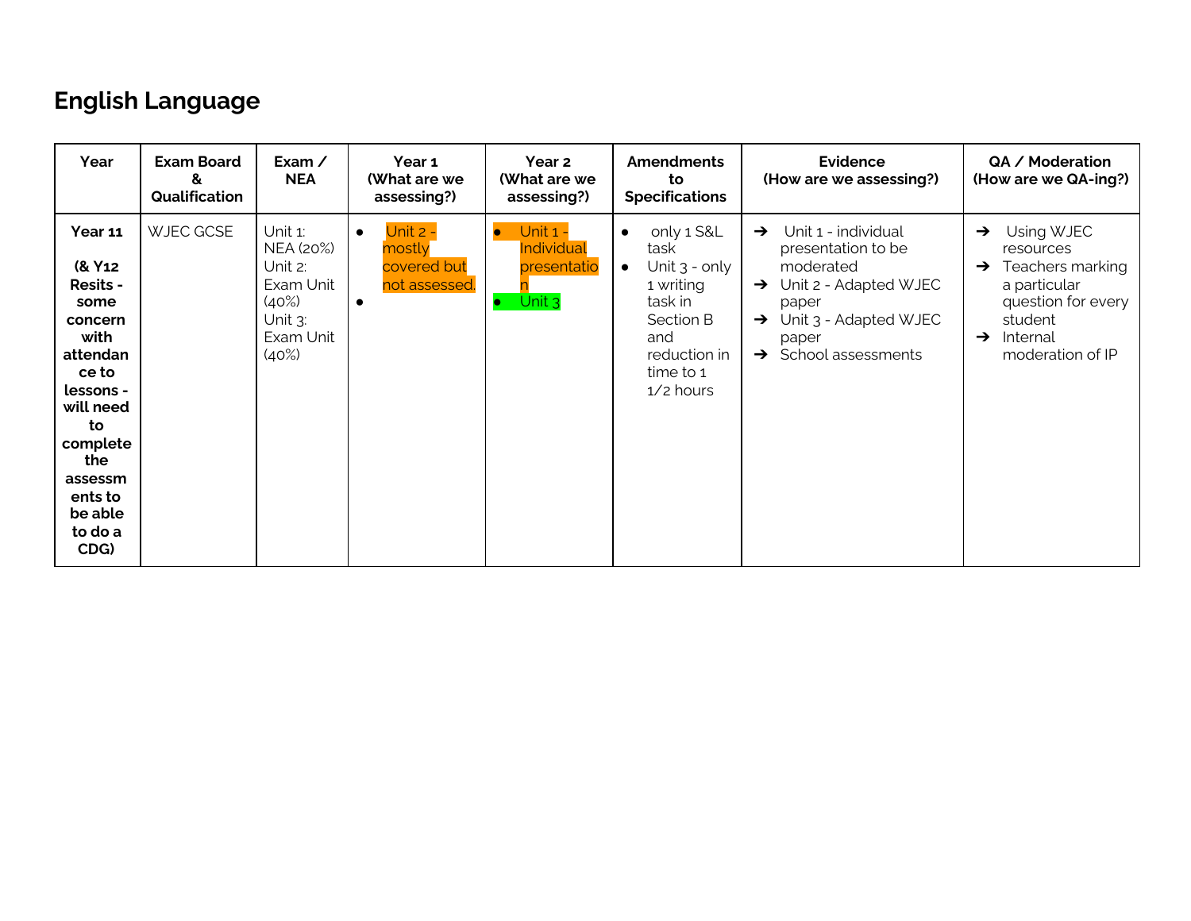## English Language

| Year | Exam Board & Qualification | Exam / NEA | Year 1 (What are we assessing?) | Year 2 (What are we assessing?) | Amendments to Specifications | Evidence (How are we assessing?) | QA / Moderation (How are we QA-ing?) |
|---|---|---|---|---|---|---|---|
| **Year 11**<br><br>**(& Y12 Resits - some concern with attendance to lessons - will need to complete the assessments to be able to do a CDG)** | WJEC GCSE | Unit 1: NEA (20%)<br>Unit 2: Exam Unit (40%)<br>Unit 3: Exam Unit (40%) | • Unit 2 - mostly covered but not assessed.<br>• | • Unit 1 - Individual presentation<br>• Unit 3 | • only 1 S&L task<br>• Unit 3 - only 1 writing task in Section B and reduction in time to 1 1/2 hours | ➔ Unit 1 - individual presentation to be moderated<br>➔ Unit 2 - Adapted WJEC paper<br>➔ Unit 3 - Adapted WJEC paper<br>➔ School assessments | ➔ Using WJEC resources<br>➔ Teachers marking a particular question for every student<br>➔ Internal moderation of IP |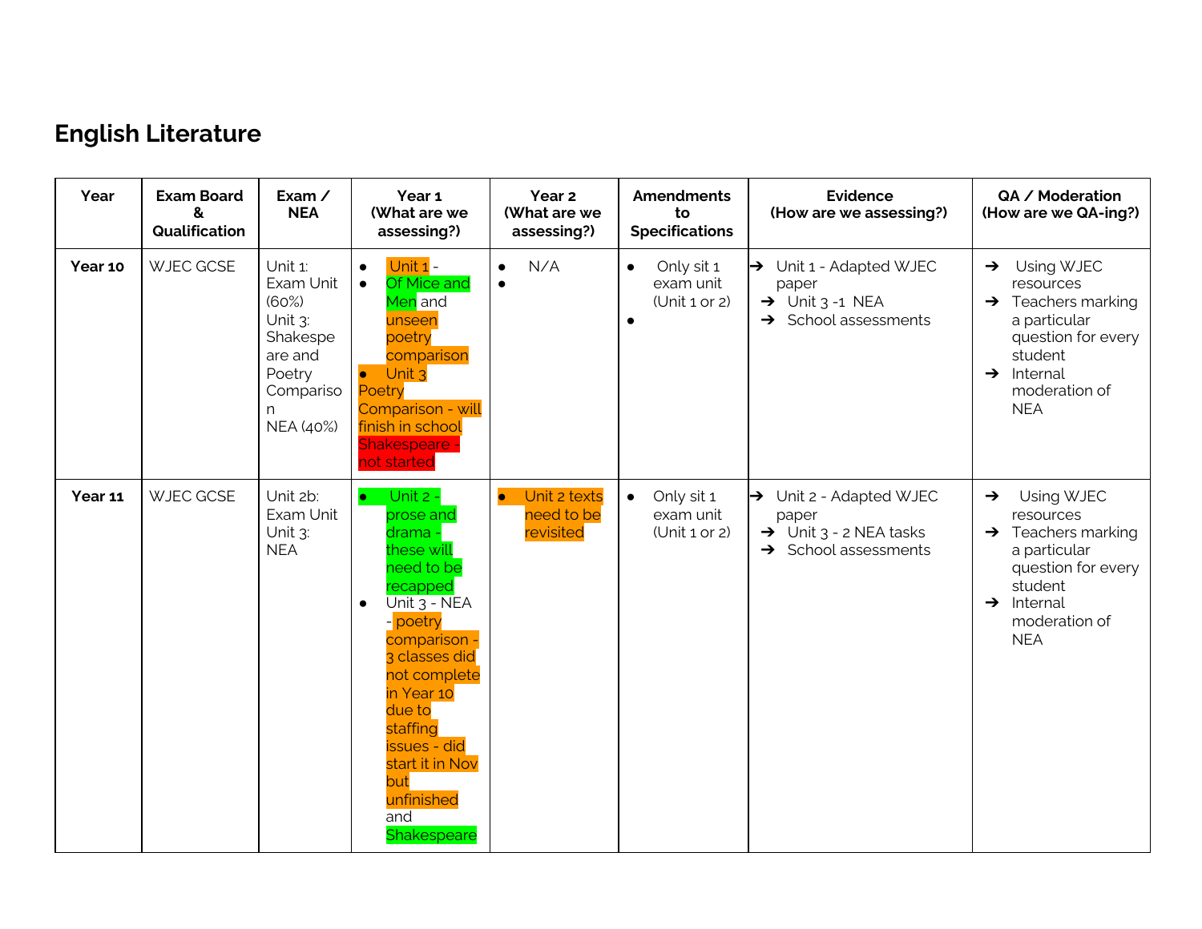## English Literature

| Year | Exam Board & Qualification | Exam / NEA | Year 1 (What are we assessing?) | Year 2 (What are we assessing?) | Amendments to Specifications | Evidence (How are we assessing?) | QA / Moderation (How are we QA-ing?) |
|---|---|---|---|---|---|---|---|
| **Year 10** | WJEC GCSE | Unit 1: Exam Unit (60%)<br>Unit 3: Shakespeare and Poetry Comparison NEA (40%) | • Unit 1 -<br>• Of Mice and Men and unseen poetry comparison<br>• Unit 3 Poetry Comparison - will finish in school<br>Shakespeare - not started | • N/A<br>• | • Only sit 1 exam unit (Unit 1 or 2)<br>• | ➔ Unit 1 - Adapted WJEC paper<br>➔ Unit 3 -1 NEA<br>➔ School assessments | ➔ Using WJEC resources<br>➔ Teachers marking a particular question for every student<br>➔ Internal moderation of NEA |
| **Year 11** | WJEC GCSE | Unit 2b: Exam Unit<br>Unit 3: NEA | • Unit 2 - prose and drama - these will need to be recapped<br>• Unit 3 - NEA - poetry comparison - 3 classes did not complete in Year 10 due to staffing issues - did start it in Nov but unfinished and Shakespeare | • Unit 2 texts need to be revisited | • Only sit 1 exam unit (Unit 1 or 2) | ➔ Unit 2 - Adapted WJEC paper<br>➔ Unit 3 - 2 NEA tasks<br>➔ School assessments | ➔ Using WJEC resources<br>➔ Teachers marking a particular question for every student<br>➔ Internal moderation of NEA |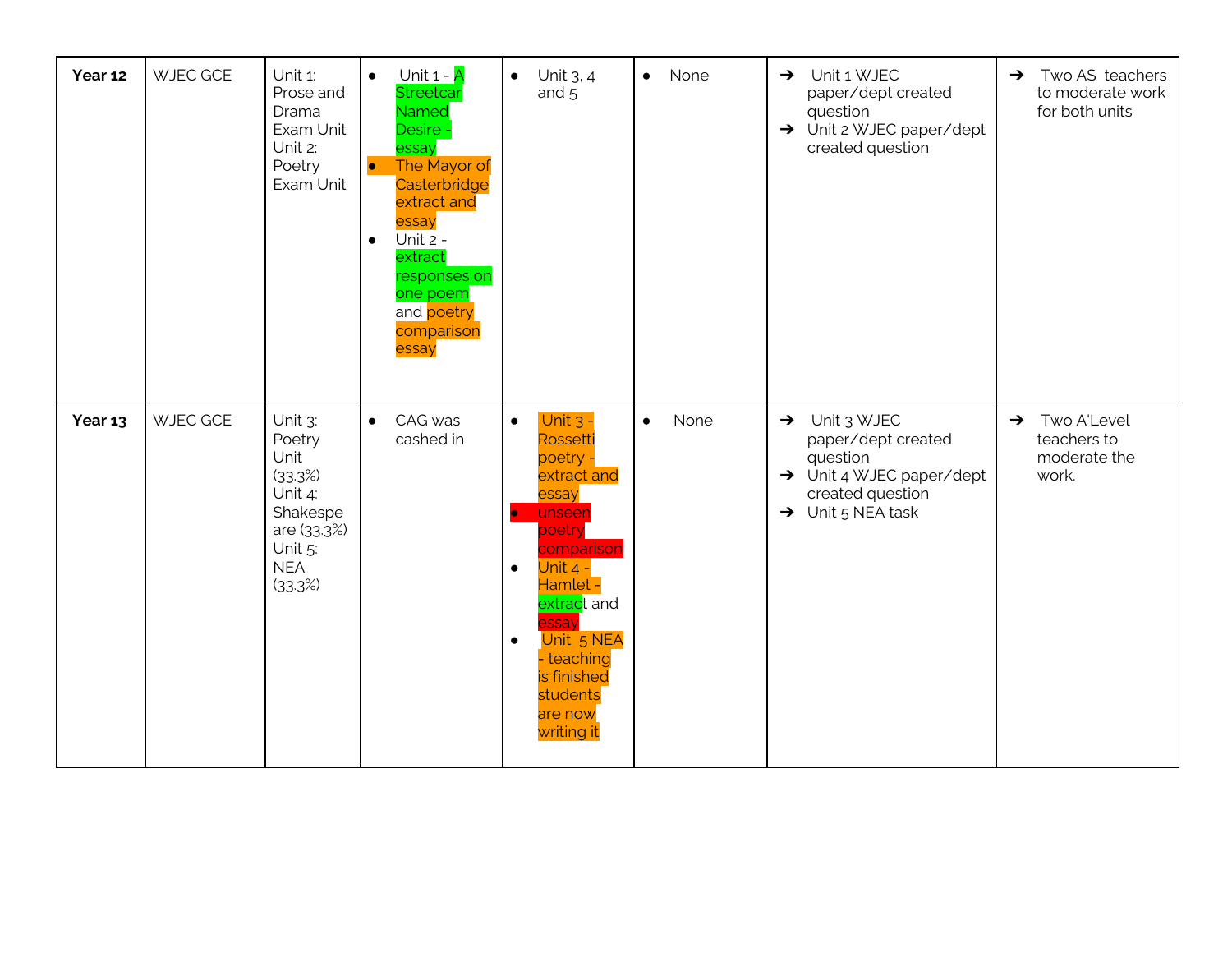| Year 12 | WJEC GCE | Unit 1: Prose and Drama Exam Unit<br>Unit 2: Poetry Exam Unit | • Unit 1 - A Streetcar Named Desire - essay<br>• The Mayor of Casterbridge extract and essay<br>• Unit 2 - extract responses on one poem and poetry comparison essay | • Unit 3, 4 and 5 | • None | ➔ Unit 1 WJEC paper/dept created question<br>➔ Unit 2 WJEC paper/dept created question | ➔ Two AS teachers to moderate work for both units |
|---|---|---|---|---|---|---|---|
| **Year 13** | WJEC GCE | Unit 3: Poetry Unit (33.3%)<br>Unit 4: Shakespeare (33.3%)<br>Unit 5: NEA (33.3%) | • CAG was cashed in | • Unit 3 - Rossetti poetry - extract and essay<br>• unseen poetry comparison<br>• Unit 4 - Hamlet - extract and essay<br>• Unit 5 NEA - teaching is finished students are now writing it | • None | ➔ Unit 3 WJEC paper/dept created question<br>➔ Unit 4 WJEC paper/dept created question<br>➔ Unit 5 NEA task | ➔ Two A'Level teachers to moderate the work. |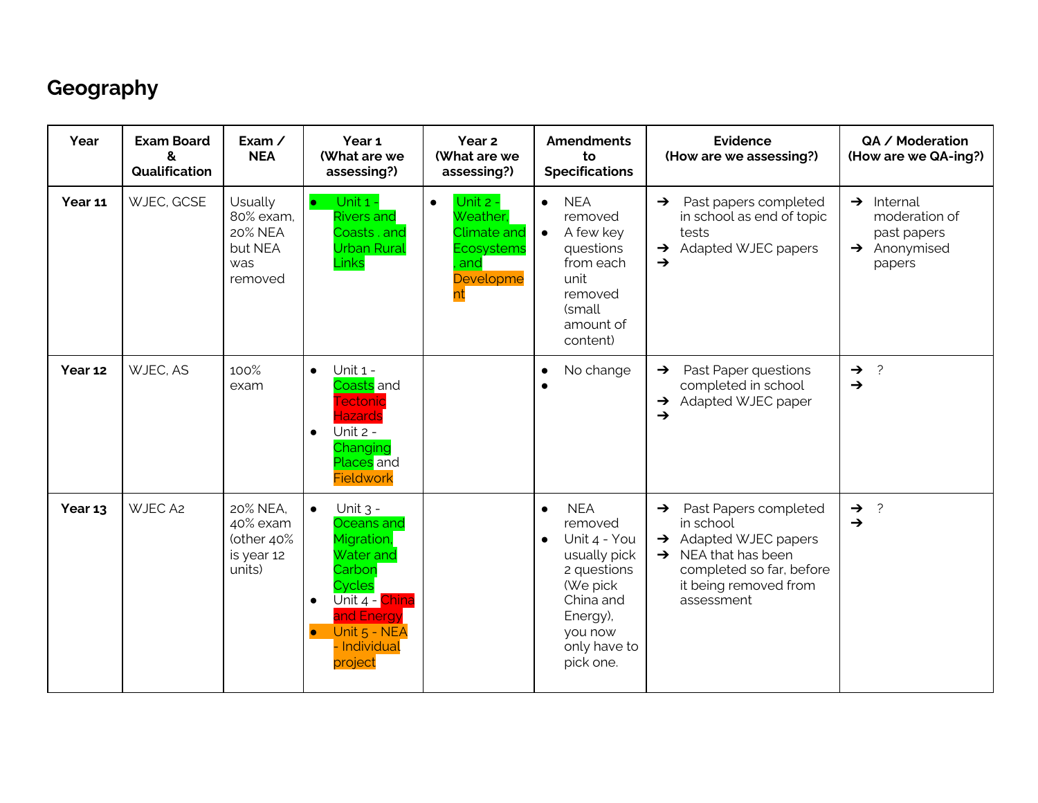# Geography

| Year | Exam Board & Qualification | Exam / NEA | Year 1 (What are we assessing?) | Year 2 (What are we assessing?) | Amendments to Specifications | Evidence (How are we assessing?) | QA / Moderation (How are we QA-ing?) |
|---|---|---|---|---|---|---|---|
| **Year 11** | WJEC, GCSE | Usually 80% exam, 20% NEA but NEA was removed | • Unit 1 - Rivers and Coasts . and Urban Rural Links | • Unit 2 - Weather, Climate and Ecosystems , and Development | • NEA removed<br>• A few key questions from each unit removed (small amount of content) | ➔ Past papers completed in school as end of topic tests<br>➔ Adapted WJEC papers<br>➔ | ➔ Internal moderation of past papers<br>➔ Anonymised papers |
| **Year 12** | WJEC, AS | 100% exam | • Unit 1 - Coasts and Tectonic Hazards<br>• Unit 2 - Changing Places and Fieldwork | | • No change<br>• | ➔ Past Paper questions completed in school<br>➔ Adapted WJEC paper<br>➔ | ➔ ?<br>➔ |
| **Year 13** | WJEC A2 | 20% NEA, 40% exam (other 40% is year 12 units) | • Unit 3 - Oceans and Migration, Water and Carbon Cycles<br>• Unit 4 - China and Energy<br>• Unit 5 - NEA - Individual project | | • NEA removed<br>• Unit 4 - You usually pick 2 questions (We pick China and Energy), you now only have to pick one. | ➔ Past Papers completed in school<br>➔ Adapted WJEC papers<br>➔ NEA that has been completed so far, before it being removed from assessment | ➔ ?<br>➔ |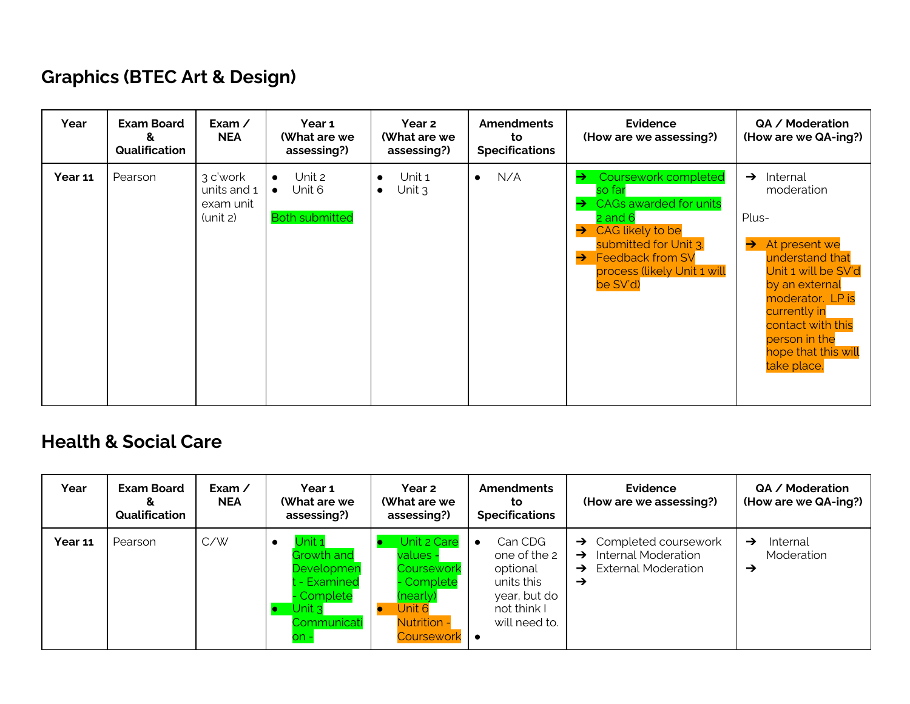## Graphics (BTEC Art & Design)

| Year | Exam Board & Qualification | Exam / NEA | Year 1 (What are we assessing?) | Year 2 (What are we assessing?) | Amendments to Specifications | Evidence (How are we assessing?) | QA / Moderation (How are we QA-ing?) |
|---|---|---|---|---|---|---|---|
| **Year 11** | Pearson | 3 c'work units and 1 exam unit (unit 2) | • Unit 2<br>• Unit 6<br><br>Both submitted | • Unit 1<br>• Unit 3 | • N/A | ➔ Coursework completed so far<br>➔ CAGs awarded for units 2 and 6<br>➔ CAG likely to be submitted for Unit 3.<br>➔ Feedback from SV process (likely Unit 1 will be SV'd) | ➔ Internal moderation<br><br>Plus-<br><br>➔ At present we understand that Unit 1 will be SV'd by an external moderator. LP is currently in contact with this person in the hope that this will take place. |

## Health & Social Care

| Year | Exam Board & Qualification | Exam / NEA | Year 1 (What are we assessing?) | Year 2 (What are we assessing?) | Amendments to Specifications | Evidence (How are we assessing?) | QA / Moderation (How are we QA-ing?) |
|---|---|---|---|---|---|---|---|
| **Year 11** | Pearson | C/W | • Unit 1 Growth and Development - Examined - Complete<br>• Unit 3 Communication - | • Unit 2 Care values - Coursework - Complete (nearly)<br>• Unit 6 Nutrition - Coursework | • Can CDG one of the 2 optional units this year, but do not think I will need to.<br>• | ➔ Completed coursework<br>➔ Internal Moderation<br>➔ External Moderation<br>➔ | ➔ Internal Moderation<br>➔ |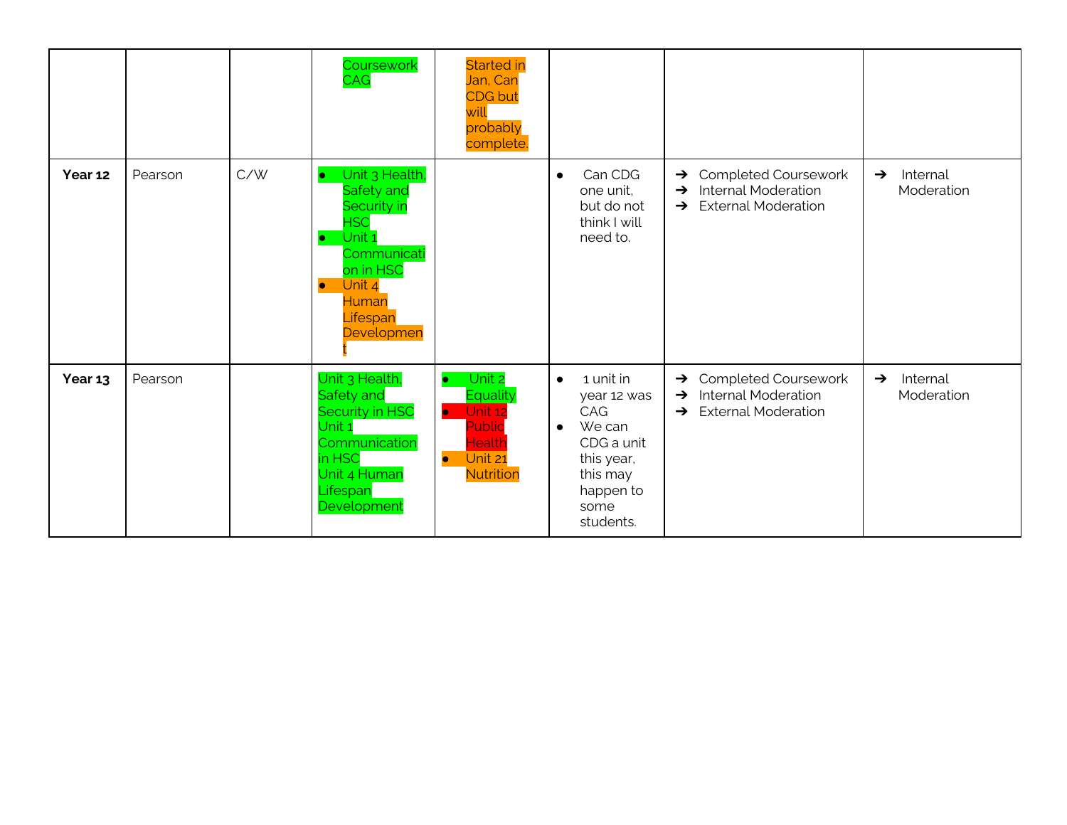| | | | | | | | |
|---|---|---|---|---|---|---|---|
| | | | Coursework CAG | Started in Jan, Can CDG but will probably complete. | | | |
| **Year 12** | Pearson | C/W | • Unit 3 Health, Safety and Security in HSC<br>• Unit 1 Communication in HSC<br>• Unit 4 Human Lifespan Development | | • Can CDG one unit, but do not think I will need to. | ➔ Completed Coursework<br>➔ Internal Moderation<br>➔ External Moderation | ➔ Internal Moderation |
| **Year 13** | Pearson | | Unit 3 Health, Safety and Security in HSC<br>Unit 1 Communication in HSC<br>Unit 4 Human Lifespan Development | • Unit 2 Equality<br>• Unit 12 Public Health<br>• Unit 21 Nutrition | • 1 unit in year 12 was CAG<br>• We can CDG a unit this year, this may happen to some students. | ➔ Completed Coursework<br>➔ Internal Moderation<br>➔ External Moderation | ➔ Internal Moderation |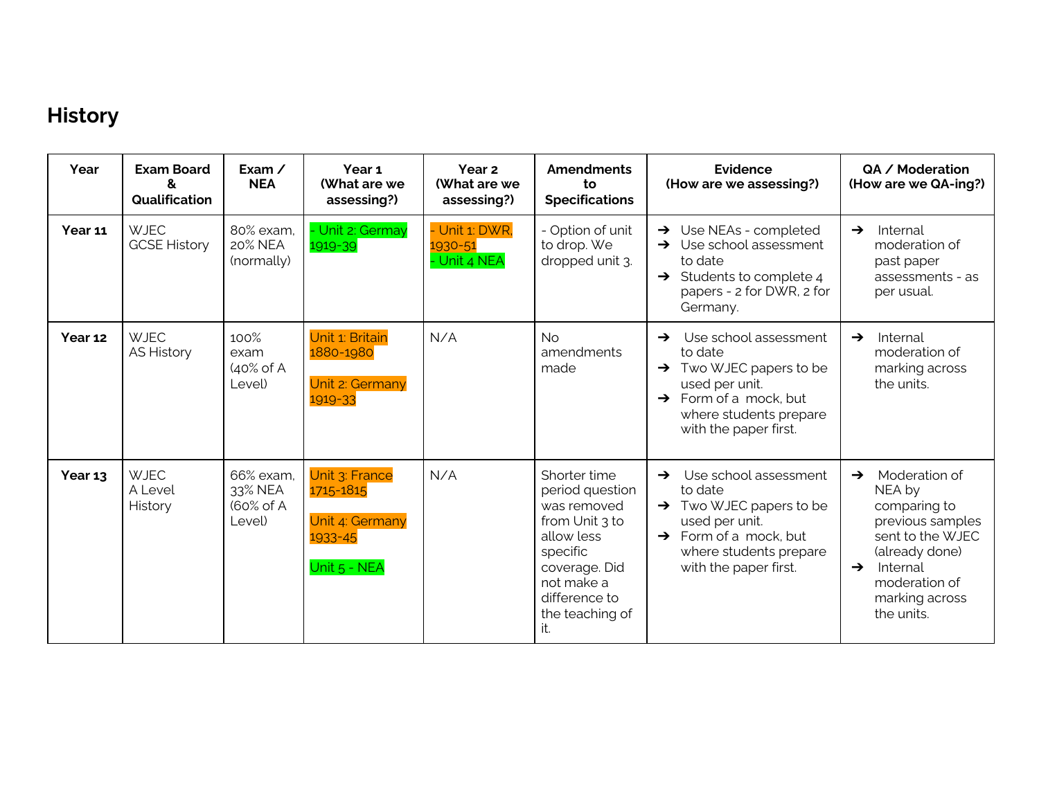# History

| Year | Exam Board & Qualification | Exam / NEA | Year 1 (What are we assessing?) | Year 2 (What are we assessing?) | Amendments to Specifications | Evidence (How are we assessing?) | QA / Moderation (How are we QA-ing?) |
|---|---|---|---|---|---|---|---|
| **Year 11** | WJEC GCSE History | 80% exam, 20% NEA (normally) | - Unit 2: Germany 1919-39 | - Unit 1: DWR, 1930-51<br>- Unit 4 NEA | - Option of unit to drop. We dropped unit 3. | ➔ Use NEAs - completed<br>➔ Use school assessment to date<br>➔ Students to complete 4 papers - 2 for DWR, 2 for Germany. | ➔ Internal moderation of past paper assessments - as per usual. |
| **Year 12** | WJEC AS History | 100% exam (40% of A Level) | Unit 1: Britain 1880-1980<br><br>Unit 2: Germany 1919-33 | N/A | No amendments made | ➔ Use school assessment to date<br>➔ Two WJEC papers to be used per unit.<br>➔ Form of a mock, but where students prepare with the paper first. | ➔ Internal moderation of marking across the units. |
| **Year 13** | WJEC A Level History | 66% exam, 33% NEA (60% of A Level) | Unit 3: France 1715-1815<br><br>Unit 4: Germany 1933-45<br><br>Unit 5 - NEA | N/A | Shorter time period question was removed from Unit 3 to allow less specific coverage. Did not make a difference to the teaching of it. | ➔ Use school assessment to date<br>➔ Two WJEC papers to be used per unit.<br>➔ Form of a mock, but where students prepare with the paper first. | ➔ Moderation of NEA by comparing to previous samples sent to the WJEC (already done)<br>➔ Internal moderation of marking across the units. |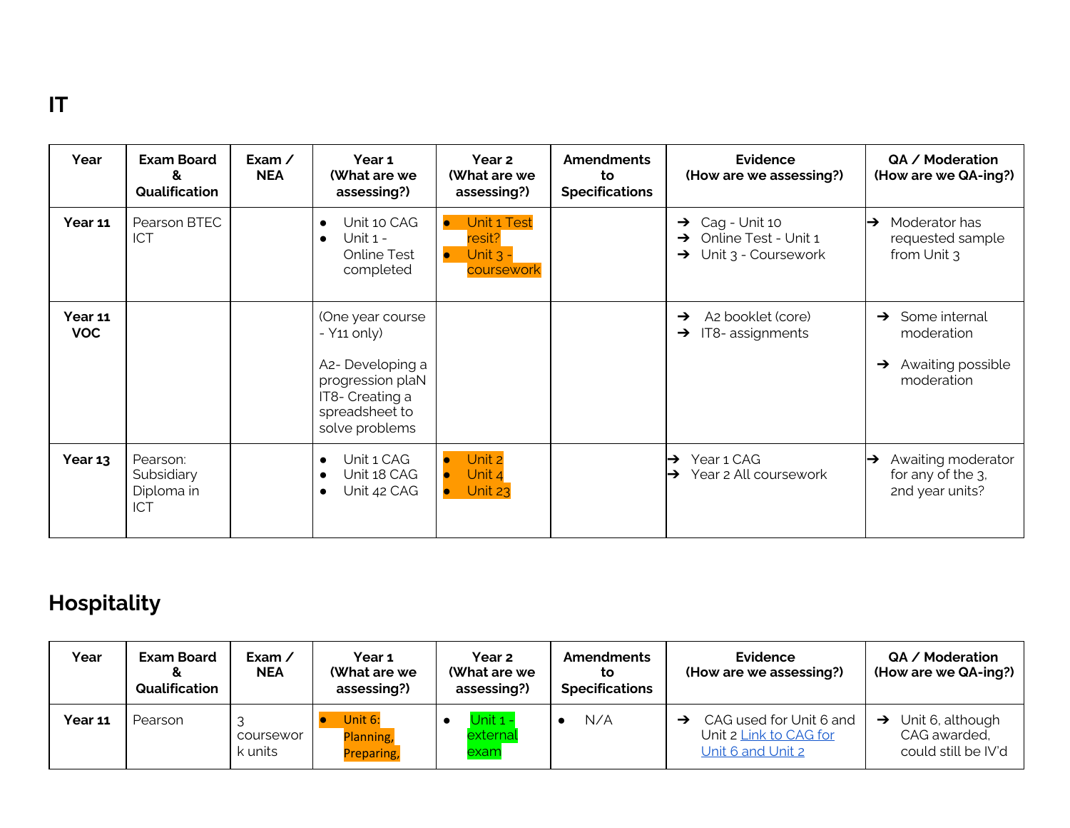## IT

| Year | Exam Board & Qualification | Exam / NEA | Year 1 (What are we assessing?) | Year 2 (What are we assessing?) | Amendments to Specifications | Evidence (How are we assessing?) | QA / Moderation (How are we QA-ing?) |
|---|---|---|---|---|---|---|---|
| **Year 11** | Pearson BTEC ICT | | • Unit 10 CAG<br>• Unit 1 - Online Test completed | • Unit 1 Test resit?<br>• Unit 3 - coursework | | ➔ Cag - Unit 10<br>➔ Online Test - Unit 1<br>➔ Unit 3 - Coursework | ➔ Moderator has requested sample from Unit 3 |
| **Year 11 VOC** | | | (One year course - Y11 only)<br><br>A2- Developing a progression plaN<br>IT8- Creating a spreadsheet to solve problems | | | ➔ A2 booklet (core)<br>➔ IT8- assignments | ➔ Some internal moderation<br><br>➔ Awaiting possible moderation |
| **Year 13** | Pearson: Subsidiary Diploma in ICT | | • Unit 1 CAG<br>• Unit 18 CAG<br>• Unit 42 CAG | • Unit 2<br>• Unit 4<br>• Unit 23 | | ➔ Year 1 CAG<br>➔ Year 2 All coursework | ➔ Awaiting moderator for any of the 3, 2nd year units? |

## Hospitality

| Year | Exam Board & Qualification | Exam / NEA | Year 1 (What are we assessing?) | Year 2 (What are we assessing?) | Amendments to Specifications | Evidence (How are we assessing?) | QA / Moderation (How are we QA-ing?) |
|---|---|---|---|---|---|---|---|
| **Year 11** | Pearson | 3 coursework units | • Unit 6: Planning, Preparing, | • Unit 1 - external exam | • N/A | ➔ CAG used for Unit 6 and Unit 2 Link to CAG for Unit 6 and Unit 2 | ➔ Unit 6, although CAG awarded, could still be IV'd |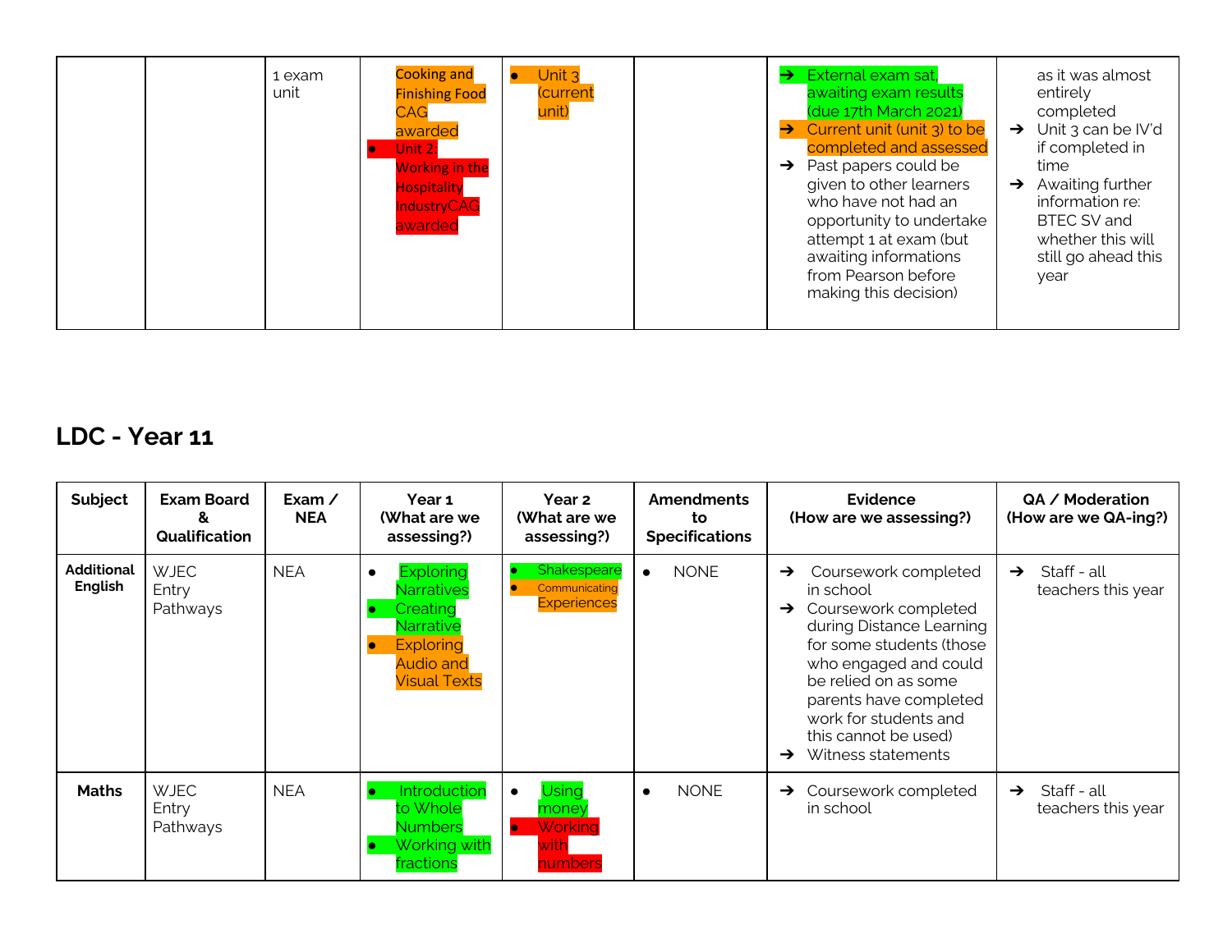| | | 1 exam unit | Cooking and Finishing Food CAG awarded<br>• Unit 2: Working in the Hospitality IndustryCAG awarded | • Unit 3 (current unit) | | ➔ External exam sat, awaiting exam results (due 17th March 2021)<br>➔ Current unit (unit 3) to be completed and assessed<br>➔ Past papers could be given to other learners who have not had an opportunity to undertake attempt 1 at exam (but awaiting informations from Pearson before making this decision) | as it was almost entirely completed<br>➔ Unit 3 can be IV'd if completed in time<br>➔ Awaiting further information re: BTEC SV and whether this will still go ahead this year |
|---|---|---|---|---|---|---|---|

## LDC - Year 11

| Subject | Exam Board & Qualification | Exam / NEA | Year 1 (What are we assessing?) | Year 2 (What are we assessing?) | Amendments to Specifications | Evidence (How are we assessing?) | QA / Moderation (How are we QA-ing?) |
|---|---|---|---|---|---|---|---|
| **Additional English** | WJEC Entry Pathways | NEA | • Exploring Narratives<br>• Creating Narrative<br>• Exploring Audio and Visual Texts | • Shakespeare<br>• Communicating Experiences | • NONE | ➔ Coursework completed in school<br>➔ Coursework completed during Distance Learning for some students (those who engaged and could be relied on as some parents have completed work for students and this cannot be used)<br>➔ Witness statements | ➔ Staff - all teachers this year |
| **Maths** | WJEC Entry Pathways | NEA | • Introduction to Whole Numbers<br>• Working with fractions | • Using money<br>• Working with numbers | • NONE | ➔ Coursework completed in school | ➔ Staff - all teachers this year |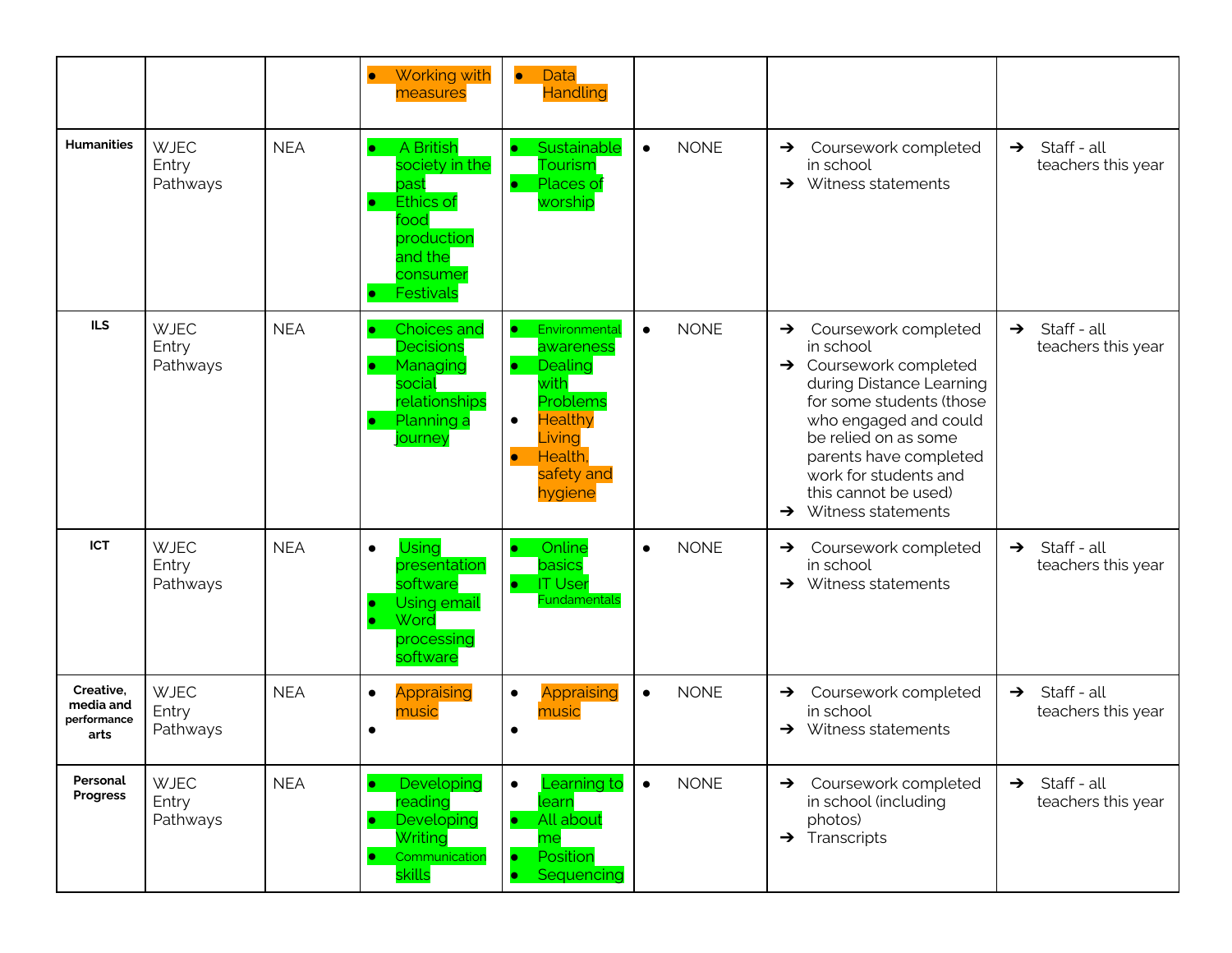|  |  |  |  |  |  |  |  |
|---|---|---|---|---|---|---|---|
|  |  |  | • Working with measures | • Data Handling |  |  |  |
| **Humanities** | WJEC Entry Pathways | NEA | • A British society in the past<br>• Ethics of food production and the consumer<br>• Festivals | • Sustainable Tourism<br>• Places of worship | • NONE | ➔ Coursework completed in school<br>➔ Witness statements | ➔ Staff - all teachers this year |
| **ILS** | WJEC Entry Pathways | NEA | • Choices and Decisions<br>• Managing social relationships<br>• Planning a journey | • Environmental awareness<br>• Dealing with Problems<br>• Healthy Living<br>• Health, safety and hygiene | • NONE | ➔ Coursework completed in school<br>➔ Coursework completed during Distance Learning for some students (those who engaged and could be relied on as some parents have completed work for students and this cannot be used)<br>➔ Witness statements | ➔ Staff - all teachers this year |
| **ICT** | WJEC Entry Pathways | NEA | • Using presentation software<br>• Using email<br>• Word processing software | • Online basics<br>• IT User Fundamentals | • NONE | ➔ Coursework completed in school<br>➔ Witness statements | ➔ Staff - all teachers this year |
| **Creative, media and performance arts** | WJEC Entry Pathways | NEA | • Appraising music<br>• | • Appraising music<br>• | • NONE | ➔ Coursework completed in school<br>➔ Witness statements | ➔ Staff - all teachers this year |
| **Personal Progress** | WJEC Entry Pathways | NEA | • Developing reading<br>• Developing Writing<br>• Communication skills | • Learning to learn<br>• All about me<br>• Position<br>• Sequencing | • NONE | ➔ Coursework completed in school (including photos)<br>➔ Transcripts | ➔ Staff - all teachers this year |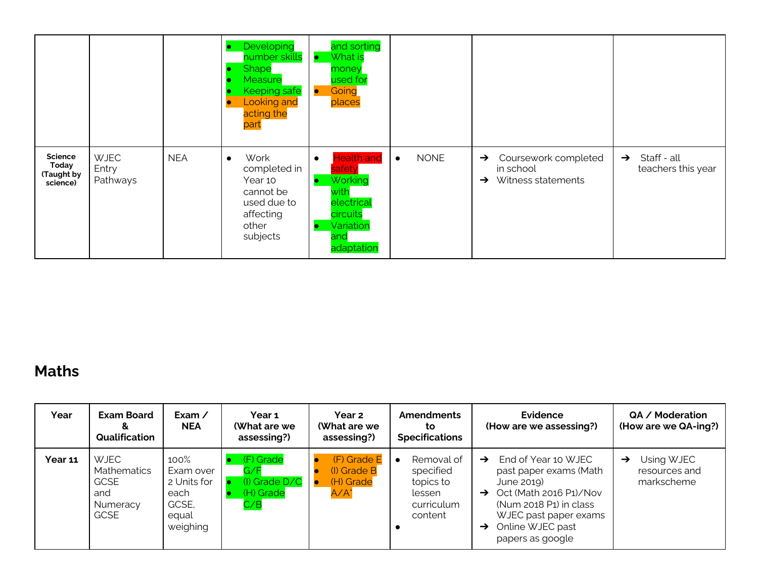| | | | | | | | |
|---|---|---|---|---|---|---|---|
| | | | • Developing number skills<br>• Shape<br>• Measure<br>• Keeping safe<br>• Looking and acting the part | and sorting<br>• What is money used for<br>• Going places | | | |
| **Science Today (Taught by science)** | WJEC Entry Pathways | NEA | • Work completed in Year 10 cannot be used due to affecting other subjects | • Health and safety<br>• Working with electrical circuits<br>• Variation and adaptation | • NONE | ➔ Coursework completed in school<br>➔ Witness statements | ➔ Staff - all teachers this year |

## Maths

| Year | Exam Board & Qualification | Exam / NEA | Year 1 (What are we assessing?) | Year 2 (What are we assessing?) | Amendments to Specifications | Evidence (How are we assessing?) | QA / Moderation (How are we QA-ing?) |
|---|---|---|---|---|---|---|---|
| **Year 11** | WJEC Mathematics GCSE and Numeracy GCSE | 100% Exam over 2 Units for each GCSE, equal weighing | • (F) Grade G/F<br>• (I) Grade D/C<br>• (H) Grade C/B | • (F) Grade E<br>• (I) Grade B<br>• (H) Grade A/A* | • Removal of specified topics to lessen curriculum content<br>• | ➔ End of Year 10 WJEC past paper exams (Math June 2019)<br>➔ Oct (Math 2016 P1)/Nov (Num 2018 P1) in class WJEC past paper exams<br>➔ Online WJEC past papers as google | ➔ Using WJEC resources and markscheme |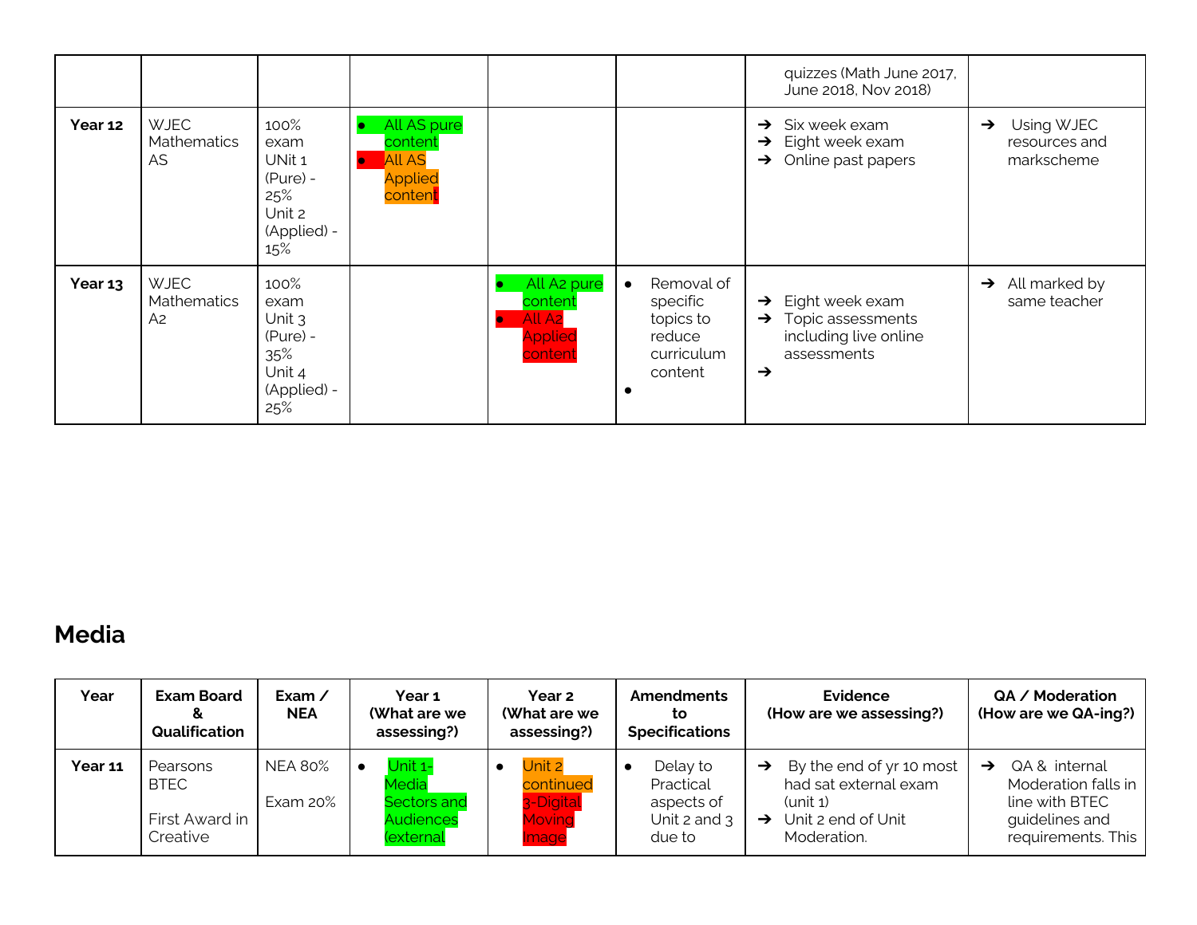| | | | | | | quizzes (Math June 2017, June 2018, Nov 2018) | |
|---|---|---|---|---|---|---|---|
| **Year 12** | WJEC Mathematics AS | 100% exam UNit 1 (Pure) - 25% Unit 2 (Applied) - 15% | • All AS pure content<br>• All AS Applied content | | | ➔ Six week exam<br>➔ Eight week exam<br>➔ Online past papers | ➔ Using WJEC resources and markscheme |
| **Year 13** | WJEC Mathematics A2 | 100% exam Unit 3 (Pure) - 35% Unit 4 (Applied) - 25% | | • All A2 pure content<br>• All A2 Applied content | • Removal of specific topics to reduce curriculum content<br>• | ➔ Eight week exam<br>➔ Topic assessments including live online assessments<br>➔ | ➔ All marked by same teacher |

## Media

| Year | Exam Board & Qualification | Exam / NEA | Year 1 (What are we assessing?) | Year 2 (What are we assessing?) | Amendments to Specifications | Evidence (How are we assessing?) | QA / Moderation (How are we QA-ing?) |
|---|---|---|---|---|---|---|---|
| **Year 11** | Pearsons BTEC<br><br>First Award in Creative | NEA 80%<br><br>Exam 20% | • Unit 1- Media Sectors and Audiences (external | • Unit 2 continued 3-Digital Moving Image | • Delay to Practical aspects of Unit 2 and 3 due to | ➔ By the end of yr 10 most had sat external exam (unit 1)<br>➔ Unit 2 end of Unit Moderation. | ➔ QA & internal Moderation falls in line with BTEC guidelines and requirements. This |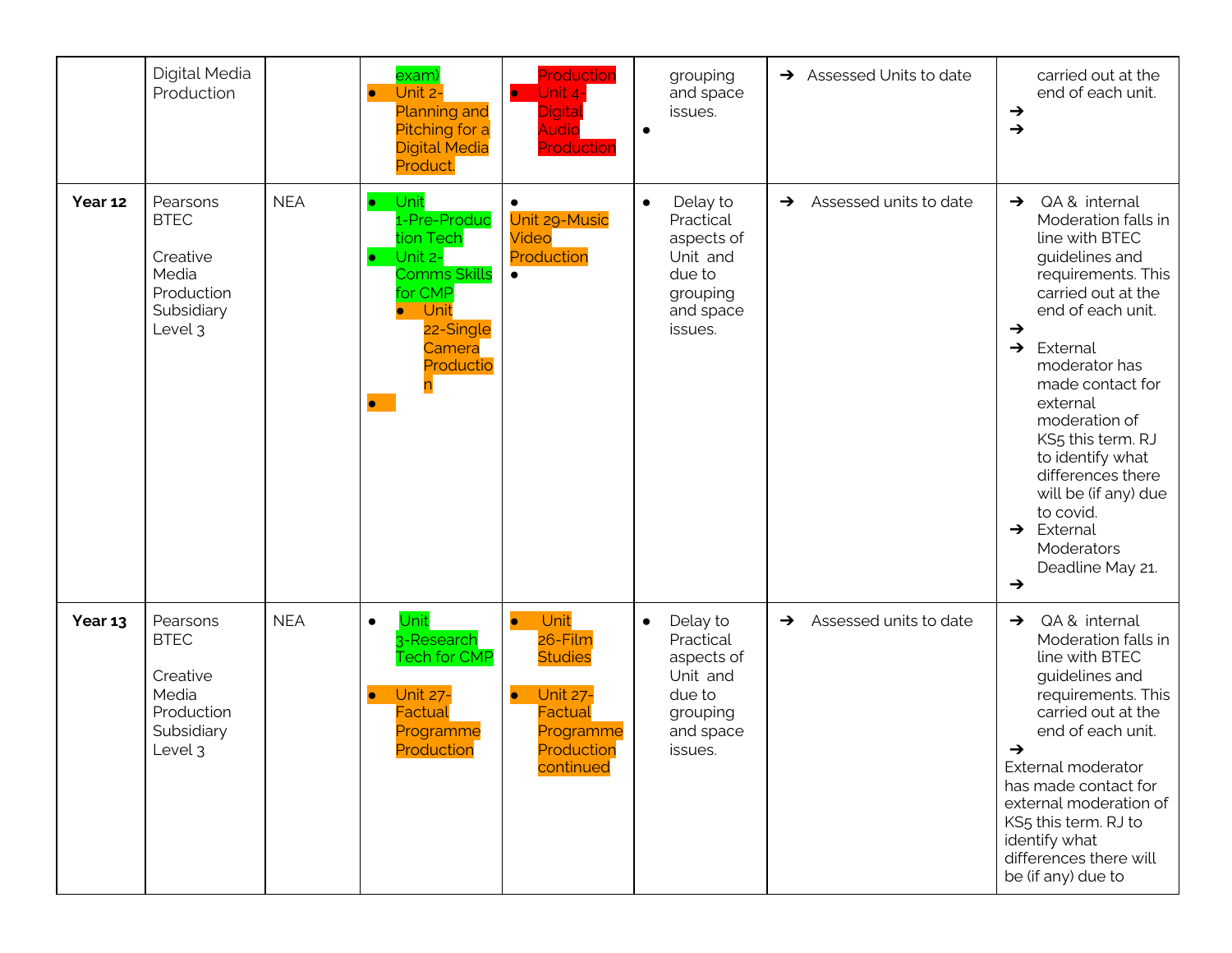| | Digital Media Production | | exam)<br>• Unit 2- Planning and Pitching for a Digital Media Product. | Production<br>• Unit 4- Digital Audio Production | grouping and space issues.<br>• | ➔ Assessed Units to date | carried out at the end of each unit.<br>➔<br>➔ |
|---|---|---|---|---|---|---|---|
| **Year 12** | Pearsons BTEC<br><br>Creative Media Production Subsidiary Level 3 | NEA | • Unit 1-Pre-Production Tech<br>• Unit 2- Comms Skills for CMP<br>• Unit 22-Single Camera Production<br>• | •<br>Unit 29-Music Video Production<br>• | • Delay to Practical aspects of Unit and due to grouping and space issues. | ➔ Assessed units to date | ➔ QA & internal Moderation falls in line with BTEC guidelines and requirements. This carried out at the end of each unit.<br>➔<br>➔ External moderator has made contact for external moderation of KS5 this term. RJ to identify what differences there will be (if any) due to covid.<br>➔ External Moderators Deadline May 21.<br>➔ |
| **Year 13** | Pearsons BTEC<br><br>Creative Media Production Subsidiary Level 3 | NEA | • Unit 3-Research Tech for CMP<br><br>• Unit 27- Factual Programme Production | • Unit 26-Film Studies<br><br>• Unit 27- Factual Programme Production continued | • Delay to Practical aspects of Unit and due to grouping and space issues. | ➔ Assessed units to date | ➔ QA & internal Moderation falls in line with BTEC guidelines and requirements. This carried out at the end of each unit.<br>➔<br>External moderator has made contact for external moderation of KS5 this term. RJ to identify what differences there will be (if any) due to |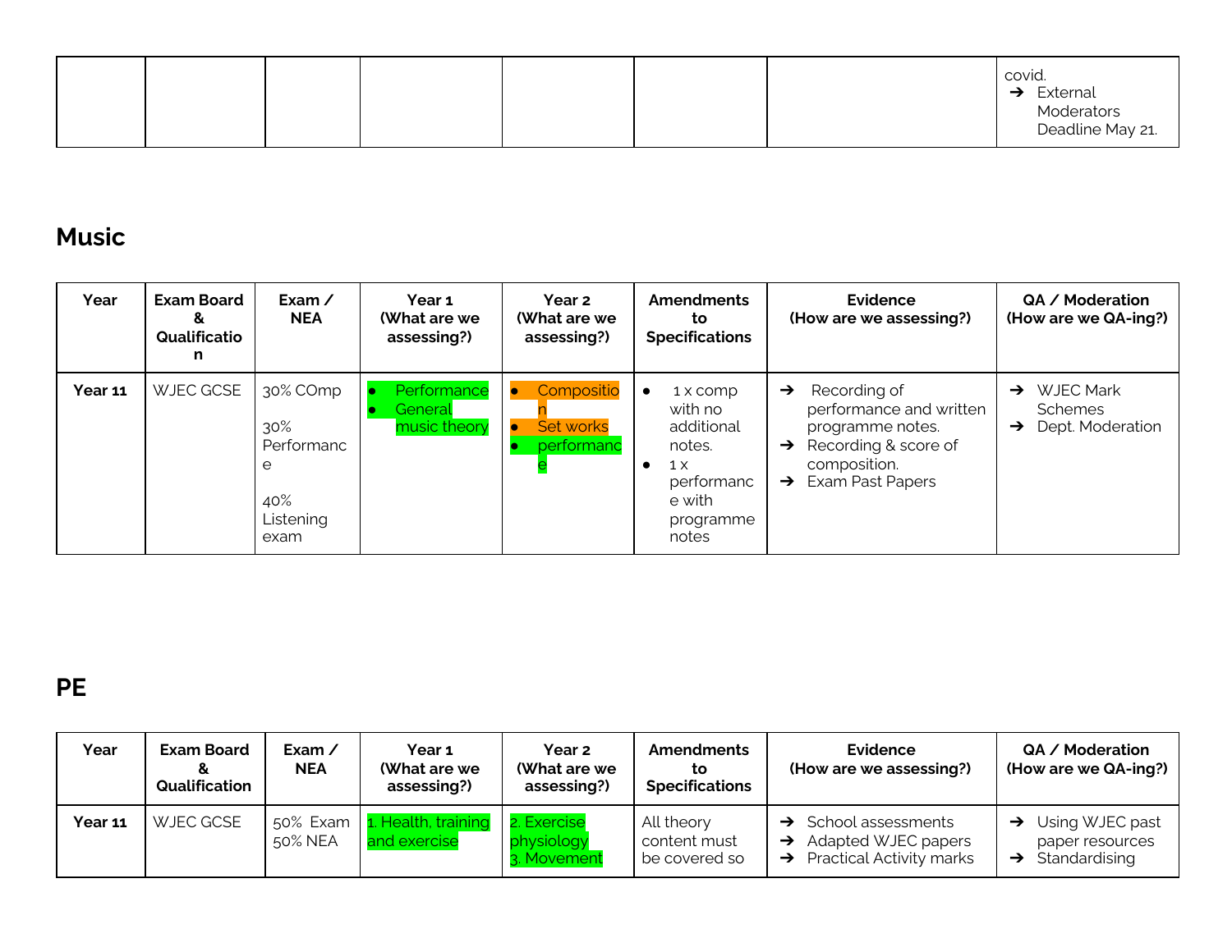| | | | | | | | covid.<br>➔ External Moderators Deadline May 21. |
|---|---|---|---|---|---|---|---|

## Music

| Year | Exam Board & Qualification | Exam / NEA | Year 1 (What are we assessing?) | Year 2 (What are we assessing?) | Amendments to Specifications | Evidence (How are we assessing?) | QA / Moderation (How are we QA-ing?) |
|---|---|---|---|---|---|---|---|
| **Year 11** | WJEC GCSE | 30% COmp<br><br>30% Performance<br><br>40% Listening exam | • Performance<br>• General music theory | • Composition<br>• Set works<br>• performance | • 1 x comp with no additional notes.<br>• 1 x performance with programme notes | ➔ Recording of performance and written programme notes.<br>➔ Recording & score of composition.<br>➔ Exam Past Papers | ➔ WJEC Mark Schemes<br>➔ Dept. Moderation |

## PE

| Year | Exam Board & Qualification | Exam / NEA | Year 1 (What are we assessing?) | Year 2 (What are we assessing?) | Amendments to Specifications | Evidence (How are we assessing?) | QA / Moderation (How are we QA-ing?) |
|---|---|---|---|---|---|---|---|
| **Year 11** | WJEC GCSE | 50% Exam<br>50% NEA | 1. Health, training and exercise | 2. Exercise physiology<br>3. Movement | All theory content must be covered so | ➔ School assessments<br>➔ Adapted WJEC papers<br>➔ Practical Activity marks | ➔ Using WJEC past paper resources<br>➔ Standardising |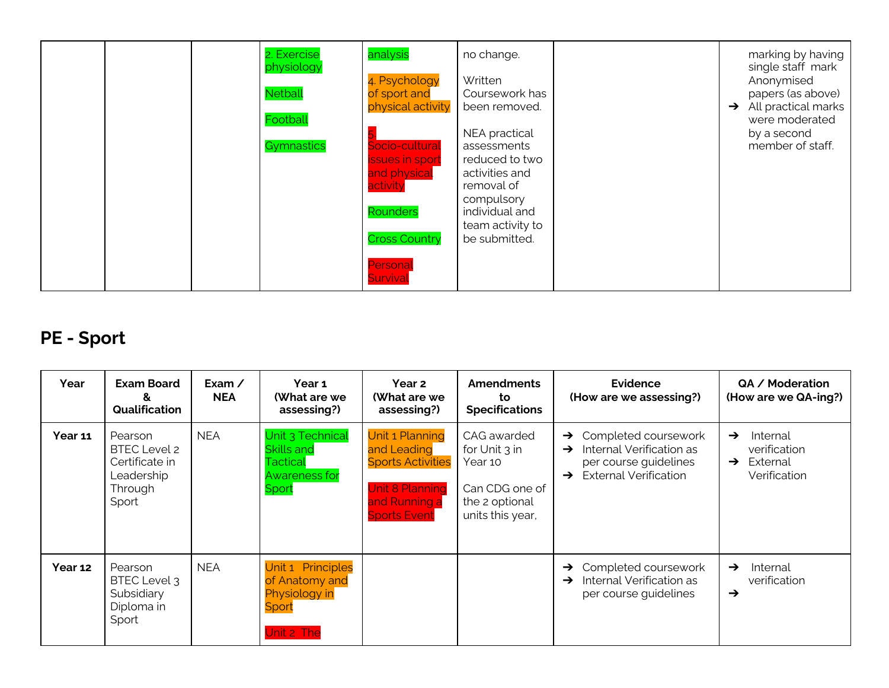| | | | 2. Exercise physiology<br><br>Netball<br><br>Football<br><br>Gymnastics | analysis<br><br>4. Psychology of sport and physical activity<br><br>5. Socio-cultural issues in sport and physical activity<br><br>Rounders<br><br>Cross Country<br><br>Personal Survival | no change.<br><br>Written Coursework has been removed.<br><br>NEA practical assessments reduced to two activities and removal of compulsory individual and team activity to be submitted. | | marking by having single staff mark Anonymised papers (as above)<br>➔ All practical marks were moderated by a second member of staff. |
|---|---|---|---|---|---|---|---|

## PE - Sport

| Year | Exam Board & Qualification | Exam / NEA | Year 1 (What are we assessing?) | Year 2 (What are we assessing?) | Amendments to Specifications | Evidence (How are we assessing?) | QA / Moderation (How are we QA-ing?) |
|---|---|---|---|---|---|---|---|
| **Year 11** | Pearson BTEC Level 2 Certificate in Leadership Through Sport | NEA | Unit 3 Technical Skills and Tactical Awareness for Sport | Unit 1 Planning and Leading Sports Activities<br><br>Unit 8 Planning and Running a Sports Event | CAG awarded for Unit 3 in Year 10<br><br>Can CDG one of the 2 optional units this year, | ➔ Completed coursework<br>➔ Internal Verification as per course guidelines<br>➔ External Verification | ➔ Internal verification<br>➔ External Verification |
| **Year 12** | Pearson BTEC Level 3 Subsidiary Diploma in Sport | NEA | Unit 1 Principles of Anatomy and Physiology in Sport<br><br>Unit 2 The | | | ➔ Completed coursework<br>➔ Internal Verification as per course guidelines | ➔ Internal verification<br>➔ |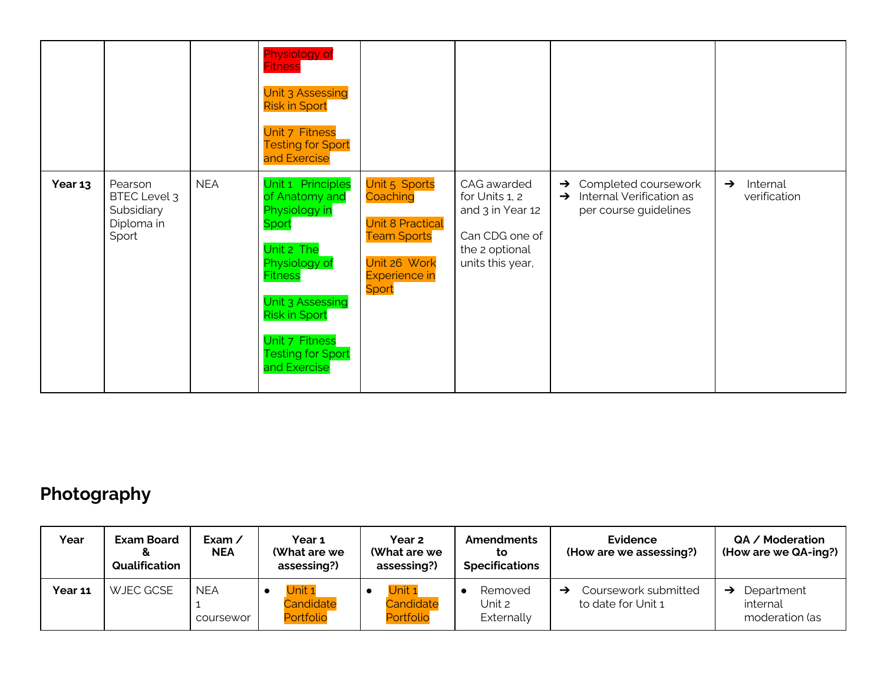| | | | Physiology of Fitness<br><br>Unit 3 Assessing Risk in Sport<br><br>Unit 7 Fitness Testing for Sport and Exercise | | | | |
|---|---|---|---|---|---|---|---|
| **Year 13** | Pearson BTEC Level 3 Subsidiary Diploma in Sport | NEA | Unit 1 Principles of Anatomy and Physiology in Sport<br><br>Unit 2 The Physiology of Fitness<br><br>Unit 3 Assessing Risk in Sport<br><br>Unit 7 Fitness Testing for Sport and Exercise | Unit 5 Sports Coaching<br><br>Unit 8 Practical Team Sports<br><br>Unit 26 Work Experience in Sport | CAG awarded for Units 1, 2 and 3 in Year 12<br><br>Can CDG one of the 2 optional units this year, | ➔ Completed coursework<br>➔ Internal Verification as per course guidelines | ➔ Internal verification |

## Photography

| Year | Exam Board & Qualification | Exam / NEA | Year 1 (What are we assessing?) | Year 2 (What are we assessing?) | Amendments to Specifications | Evidence (How are we assessing?) | QA / Moderation (How are we QA-ing?) |
|---|---|---|---|---|---|---|---|
| **Year 11** | WJEC GCSE | NEA 1 coursewor | • Unit 1 Candidate Portfolio | • Unit 1 Candidate Portfolio | • Removed Unit 2 Externally | ➔ Coursework submitted to date for Unit 1 | ➔ Department internal moderation (as |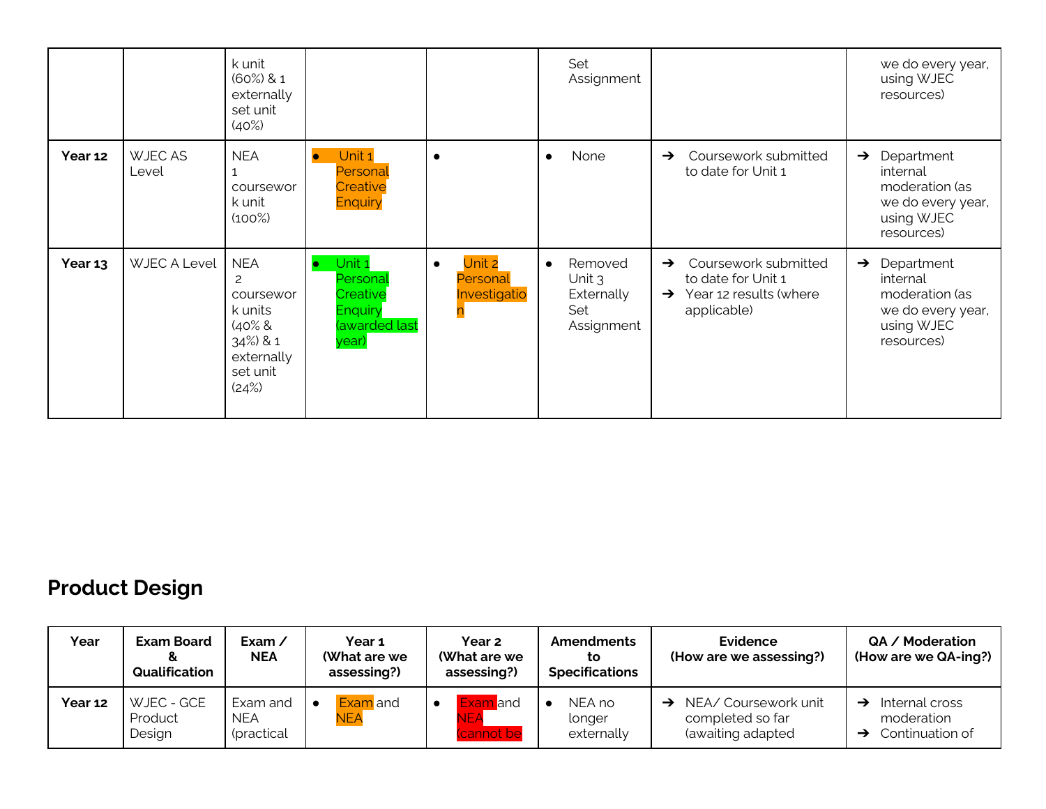| | | k unit (60%) & 1 externally set unit (40%) | | | Set Assignment | | we do every year, using WJEC resources) |
|---|---|---|---|---|---|---|---|
| **Year 12** | WJEC AS Level | NEA 1 coursework unit (100%) | • Unit 1 Personal Creative Enquiry | • | • None | ➔ Coursework submitted to date for Unit 1 | ➔ Department internal moderation (as we do every year, using WJEC resources) |
| **Year 13** | WJEC A Level | NEA 2 coursework units (40% & 34%) & 1 externally set unit (24%) | • Unit 1 Personal Creative Enquiry (awarded last year) | • Unit 2 Personal Investigation | • Removed Unit 3 Externally Set Assignment | ➔ Coursework submitted to date for Unit 1<br>➔ Year 12 results (where applicable) | ➔ Department internal moderation (as we do every year, using WJEC resources) |

## Product Design

| Year | Exam Board & Qualification | Exam / NEA | Year 1 (What are we assessing?) | Year 2 (What are we assessing?) | Amendments to Specifications | Evidence (How are we assessing?) | QA / Moderation (How are we QA-ing?) |
|---|---|---|---|---|---|---|---|
| **Year 12** | WJEC - GCE Product Design | Exam and NEA (practical | • Exam and NEA | • Exam and NEA (cannot be | • NEA no longer externally | ➔ NEA/ Coursework unit completed so far (awaiting adapted | ➔ Internal cross moderation<br>➔ Continuation of |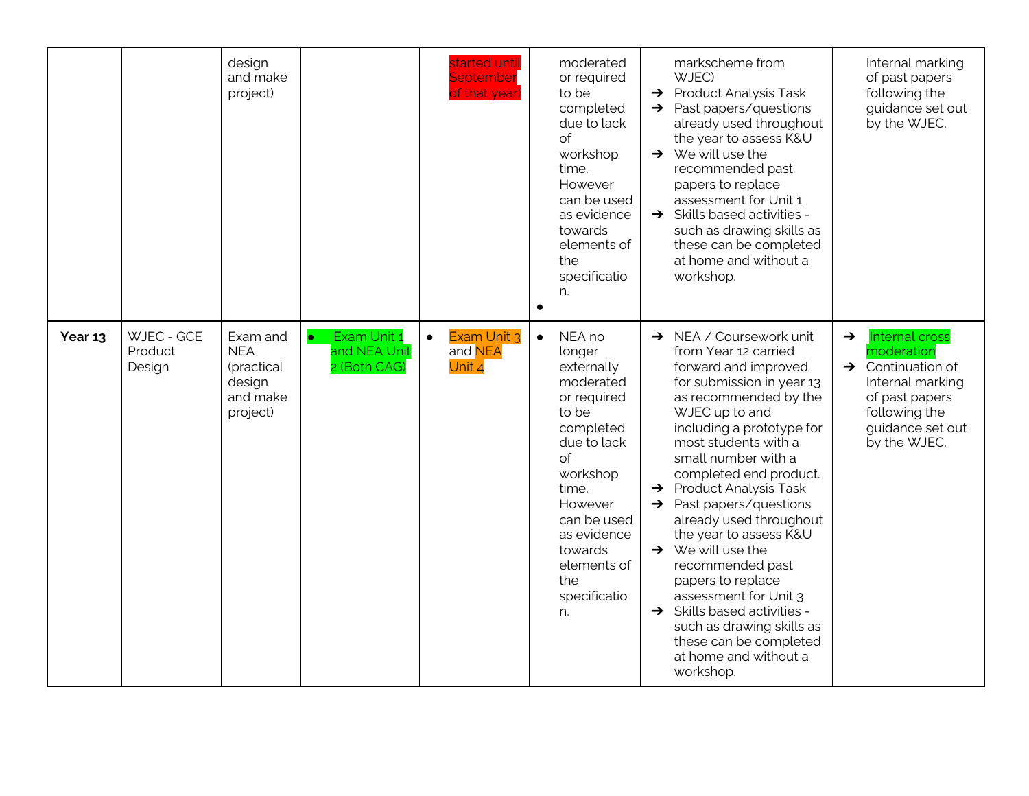| | | | | | | | |
|---|---|---|---|---|---|---|---|
| | | design and make project) | | started until September of that year) | moderated or required to be completed due to lack of workshop time. However can be used as evidence towards elements of the specification. | markscheme from WJEC)<br>➔ Product Analysis Task<br>➔ Past papers/questions already used throughout the year to assess K&U<br>➔ We will use the recommended past papers to replace assessment for Unit 1<br>➔ Skills based activities - such as drawing skills as these can be completed at home and without a workshop. | Internal marking of past papers following the guidance set out by the WJEC. |
| **Year 13** | WJEC - GCE Product Design | Exam and NEA (practical design and make project) | • Exam Unit 1 and NEA Unit 2 (Both CAG) | • Exam Unit 3 and NEA Unit 4 | • NEA no longer externally moderated or required to be completed due to lack of workshop time. However can be used as evidence towards elements of the specification. | ➔ NEA / Coursework unit from Year 12 carried forward and improved for submission in year 13 as recommended by the WJEC up to and including a prototype for most students with a small number with a completed end product.<br>➔ Product Analysis Task<br>➔ Past papers/questions already used throughout the year to assess K&U<br>➔ We will use the recommended past papers to replace assessment for Unit 3<br>➔ Skills based activities - such as drawing skills as these can be completed at home and without a workshop. | ➔ Internal cross moderation<br>➔ Continuation of Internal marking of past papers following the guidance set out by the WJEC. |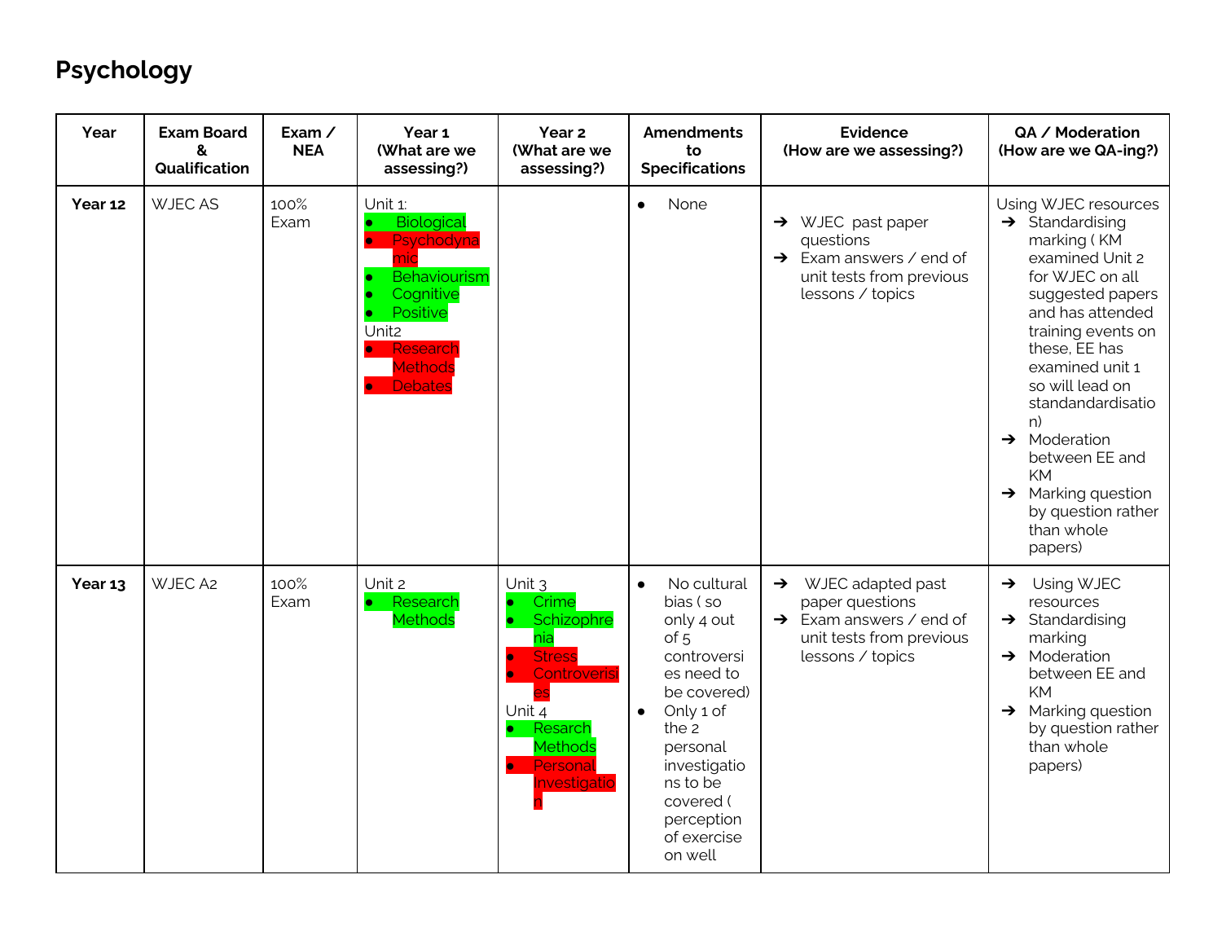# Psychology

| Year | Exam Board & Qualification | Exam / NEA | Year 1 (What are we assessing?) | Year 2 (What are we assessing?) | Amendments to Specifications | Evidence (How are we assessing?) | QA / Moderation (How are we QA-ing?) |
|---|---|---|---|---|---|---|---|
| **Year 12** | WJEC AS | 100% Exam | Unit 1: <br>• Biological <br>• Psychodynamic <br>• Behaviourism <br>• Cognitive <br>• Positive <br>Unit2 <br>• Research Methods <br>• Debates | | • None | ➔ WJEC past paper questions <br>➔ Exam answers / end of unit tests from previous lessons / topics | Using WJEC resources <br>➔ Standardising marking ( KM examined Unit 2 for WJEC on all suggested papers and has attended training events on these, EE has examined unit 1 so will lead on standandardisation) <br>➔ Moderation between EE and KM <br>➔ Marking question by question rather than whole papers) |
| **Year 13** | WJEC A2 | 100% Exam | Unit 2 <br>• Research Methods | Unit 3 <br>• Crime <br>• Schizophrenia <br>• Stress <br>• Controverisies <br>Unit 4 <br>• Resarch Methods <br>• Personal Investigation | • No cultural bias ( so only 4 out of 5 controversies need to be covered) <br>• Only 1 of the 2 personal investigations to be covered ( perception of exercise on well | ➔ WJEC adapted past paper questions <br>➔ Exam answers / end of unit tests from previous lessons / topics | ➔ Using WJEC resources <br>➔ Standardising marking <br>➔ Moderation between EE and KM <br>➔ Marking question by question rather than whole papers) |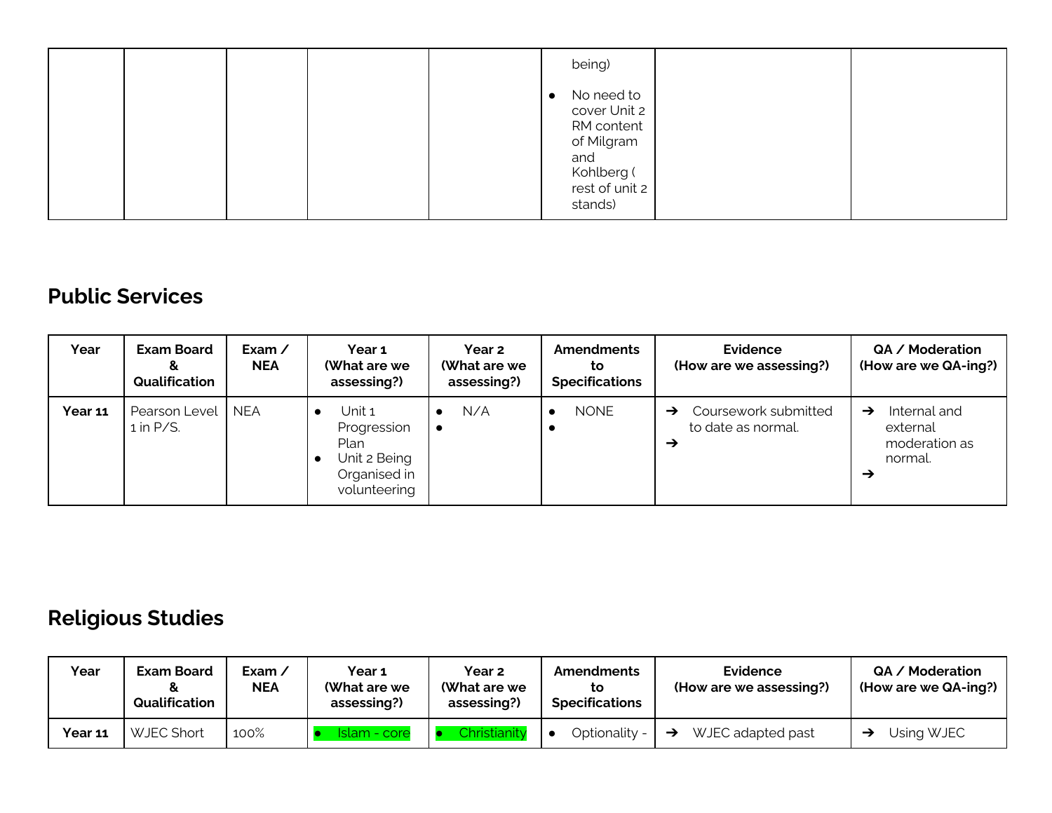|  |  |  |  |  | being)<br>● No need to cover Unit 2 RM content of Milgram and Kohlberg ( rest of unit 2 stands) |  |  |
|---|---|---|---|---|---|---|---|

## Public Services

| Year | Exam Board & Qualification | Exam / NEA | Year 1 (What are we assessing?) | Year 2 (What are we assessing?) | Amendments to Specifications | Evidence (How are we assessing?) | QA / Moderation (How are we QA-ing?) |
|---|---|---|---|---|---|---|---|
| **Year 11** | Pearson Level 1 in P/S. | NEA | ● Unit 1 Progression Plan<br>● Unit 2 Being Organised in volunteering | ● N/A<br>● | ● NONE<br>● | ➔ Coursework submitted to date as normal.<br>➔ | ➔ Internal and external moderation as normal.<br>➔ |

## Religious Studies

| Year | Exam Board & Qualification | Exam / NEA | Year 1 (What are we assessing?) | Year 2 (What are we assessing?) | Amendments to Specifications | Evidence (How are we assessing?) | QA / Moderation (How are we QA-ing?) |
|---|---|---|---|---|---|---|---|
| **Year 11** | WJEC Short | 100% | ● Islam - core | ● Christianity | ● Optionality - | ➔ WJEC adapted past | ➔ Using WJEC |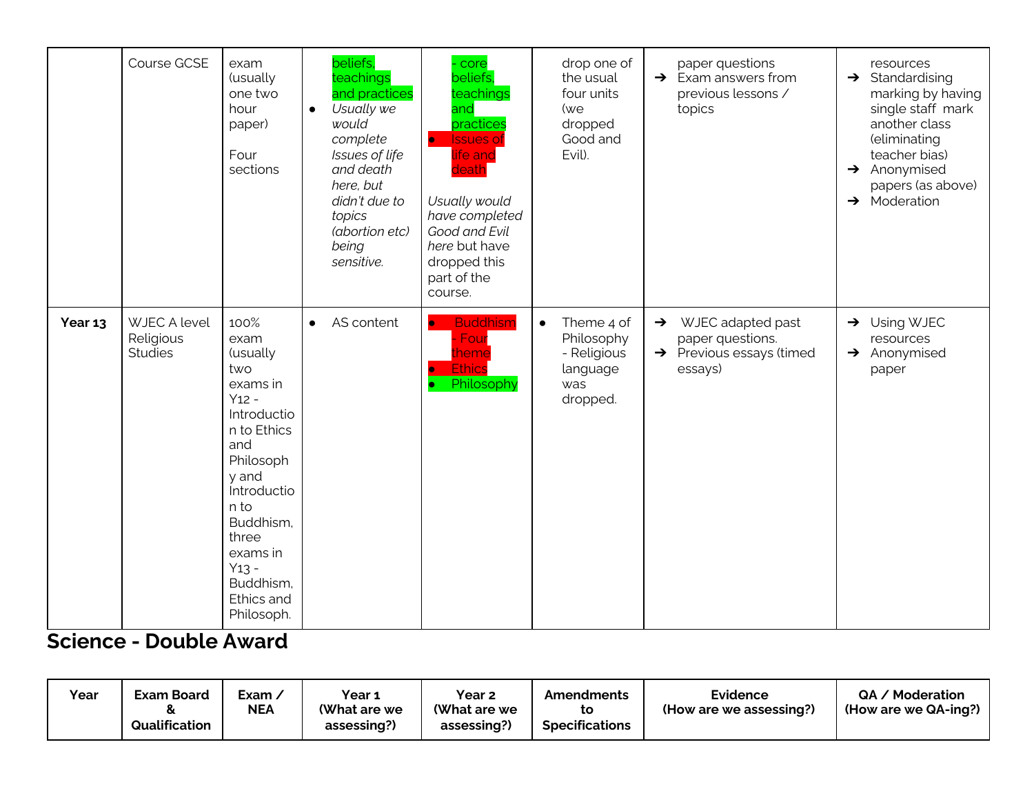|  | Course GCSE | exam (usually one two hour paper)<br><br>Four sections | beliefs, teachings and practices<br>• *Usually we would complete Issues of life and death here, but didn't due to topics (abortion etc) being sensitive.* | - core beliefs, teachings and practices<br>• Issues of life and death<br><br>*Usually would have completed Good and Evil here* but have dropped this part of the course. | drop one of the usual four units (we dropped Good and Evil). | paper questions<br>➔ Exam answers from previous lessons / topics | resources<br>➔ Standardising marking by having single staff mark another class (eliminating teacher bias)<br>➔ Anonymised papers (as above)<br>➔ Moderation |
|---|---|---|---|---|---|---|---|
| **Year 13** | WJEC A level Religious Studies | 100% exam (usually two exams in Y12 - Introduction to Ethics and Philosophy and Introduction to Buddhism, three exams in Y13 - Buddhism, Ethics and Philosoph. | • AS content | • Buddhism - Four theme<br>• Ethics<br>• Philosophy | • Theme 4 of Philosophy - Religious language was dropped. | ➔ WJEC adapted past paper questions.<br>➔ Previous essays (timed essays) | ➔ Using WJEC resources<br>➔ Anonymised paper |

## Science - Double Award

| Year | Exam Board & Qualification | Exam / NEA | Year 1 (What are we assessing?) | Year 2 (What are we assessing?) | Amendments to Specifications | Evidence (How are we assessing?) | QA / Moderation (How are we QA-ing?) |
|---|---|---|---|---|---|---|---|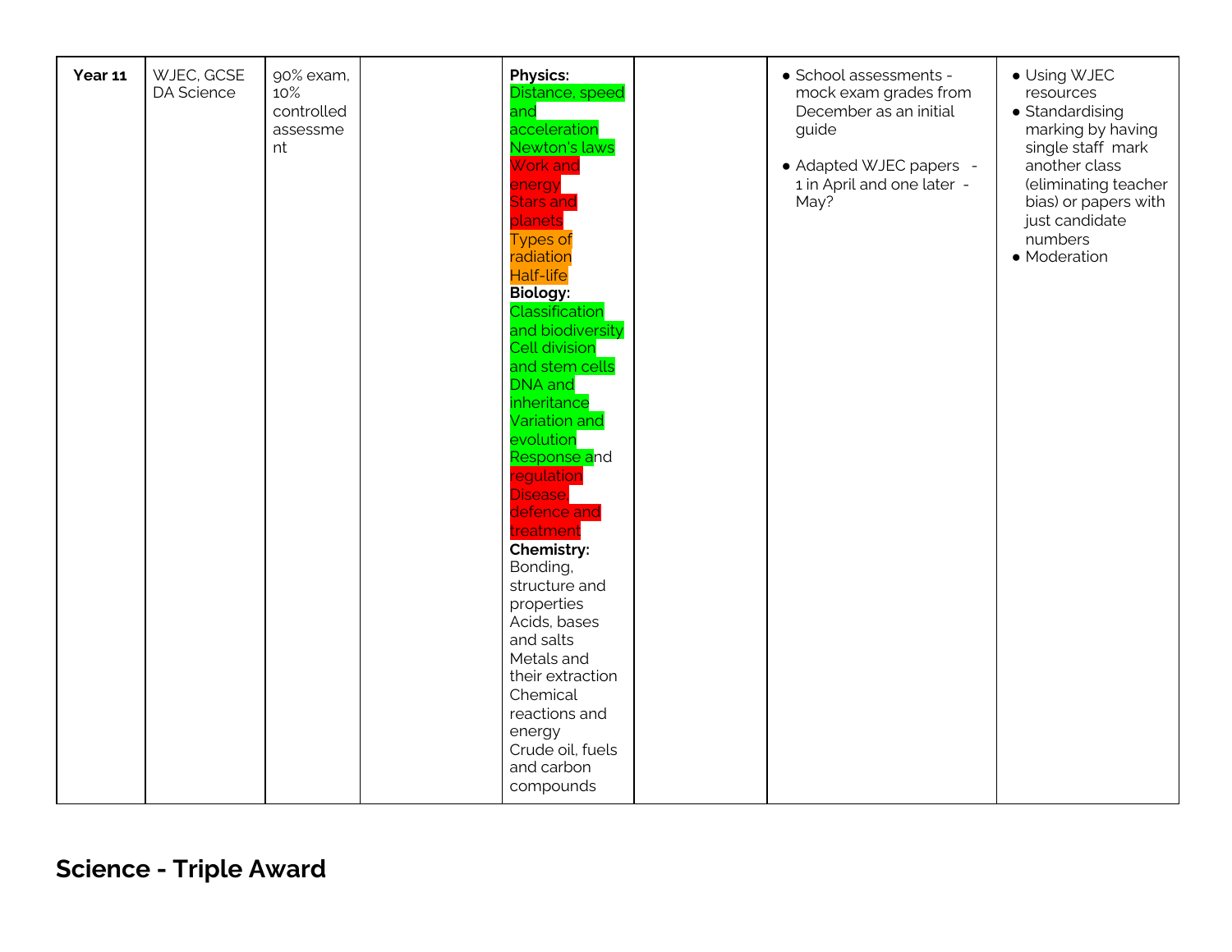| Year 11 | WJEC, GCSE DA Science | 90% exam, 10% controlled assessment | | **Physics:**<br>Distance, speed and acceleration<br>Newton's laws<br>Work and energy<br>Stars and planets<br>Types of radiation<br>Half-life<br>**Biology:**<br>Classification and biodiversity<br>Cell division and stem cells<br>DNA and inheritance<br>Variation and evolution<br>Response and regulation<br>Disease, defence and treatment<br>**Chemistry:**<br>Bonding, structure and properties<br>Acids, bases and salts<br>Metals and their extraction<br>Chemical reactions and energy<br>Crude oil, fuels and carbon compounds | | • School assessments - mock exam grades from December as an initial guide<br><br>• Adapted WJEC papers - 1 in April and one later - May? | • Using WJEC resources<br>• Standardising marking by having single staff mark another class (eliminating teacher bias) or papers with just candidate numbers<br>• Moderation |
|---|---|---|---|---|---|---|---|

## Science - Triple Award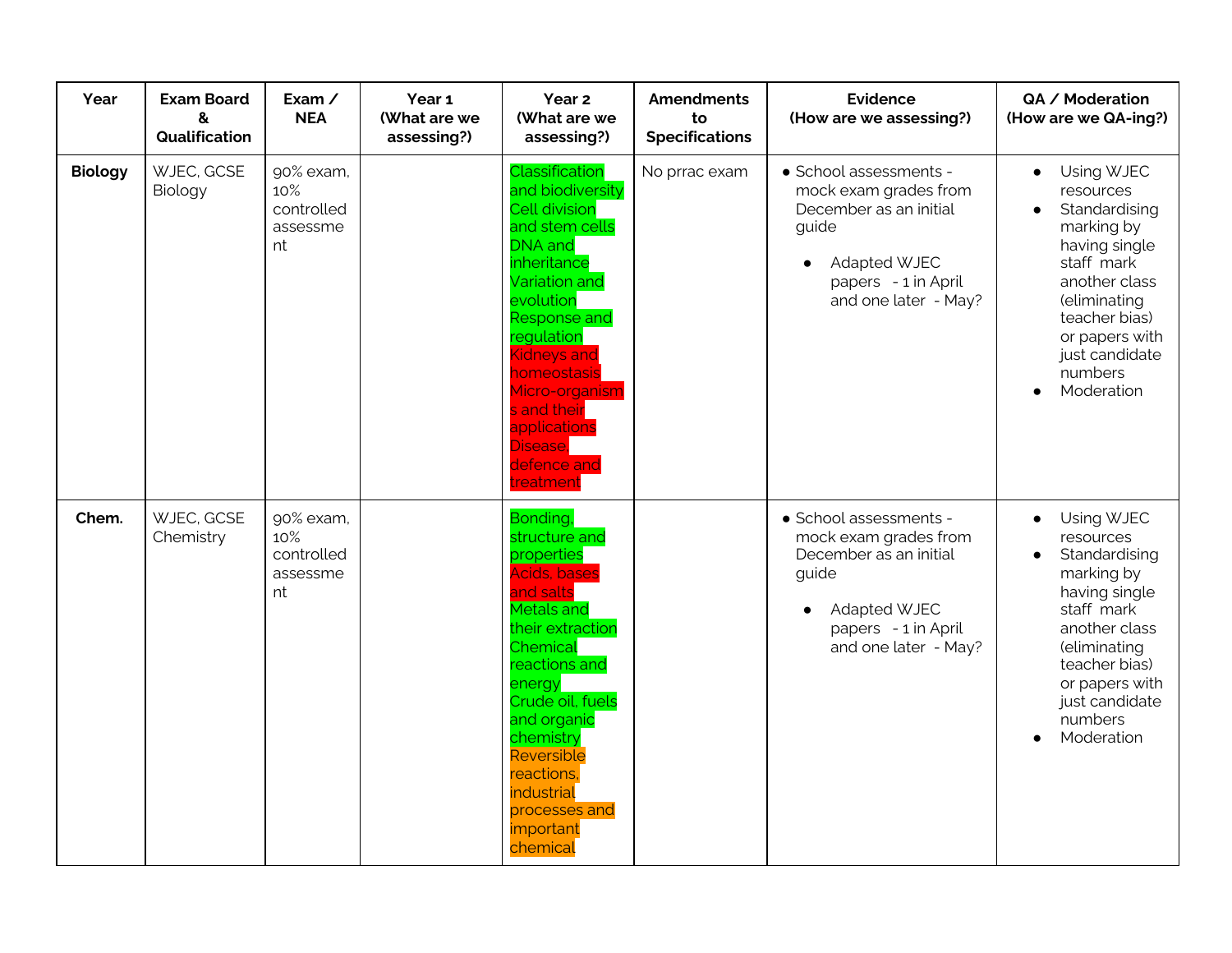| Year | Exam Board & Qualification | Exam / NEA | Year 1 (What are we assessing?) | Year 2 (What are we assessing?) | Amendments to Specifications | Evidence (How are we assessing?) | QA / Moderation (How are we QA-ing?) |
|---|---|---|---|---|---|---|---|
| **Biology** | WJEC, GCSE Biology | 90% exam, 10% controlled assessment | | Classification and biodiversity<br>Cell division and stem cells<br>DNA and inheritance<br>Variation and evolution<br>Response and regulation<br>Kidneys and homeostasis<br>Micro-organisms and their applications<br>Disease defence and treatment | No prrac exam | • School assessments - mock exam grades from December as an initial guide<br>• Adapted WJEC papers - 1 in April and one later - May? | • Using WJEC resources<br>• Standardising marking by having single staff mark another class (eliminating teacher bias) or papers with just candidate numbers<br>• Moderation |
| **Chem.** | WJEC, GCSE Chemistry | 90% exam, 10% controlled assessment | | Bonding, structure and properties<br>Acids, bases and salts<br>Metals and their extraction<br>Chemical reactions and energy<br>Crude oil, fuels and organic chemistry<br>Reversible reactions, industrial processes and important chemical | | • School assessments - mock exam grades from December as an initial guide<br>• Adapted WJEC papers - 1 in April and one later - May? | • Using WJEC resources<br>• Standardising marking by having single staff mark another class (eliminating teacher bias) or papers with just candidate numbers<br>• Moderation |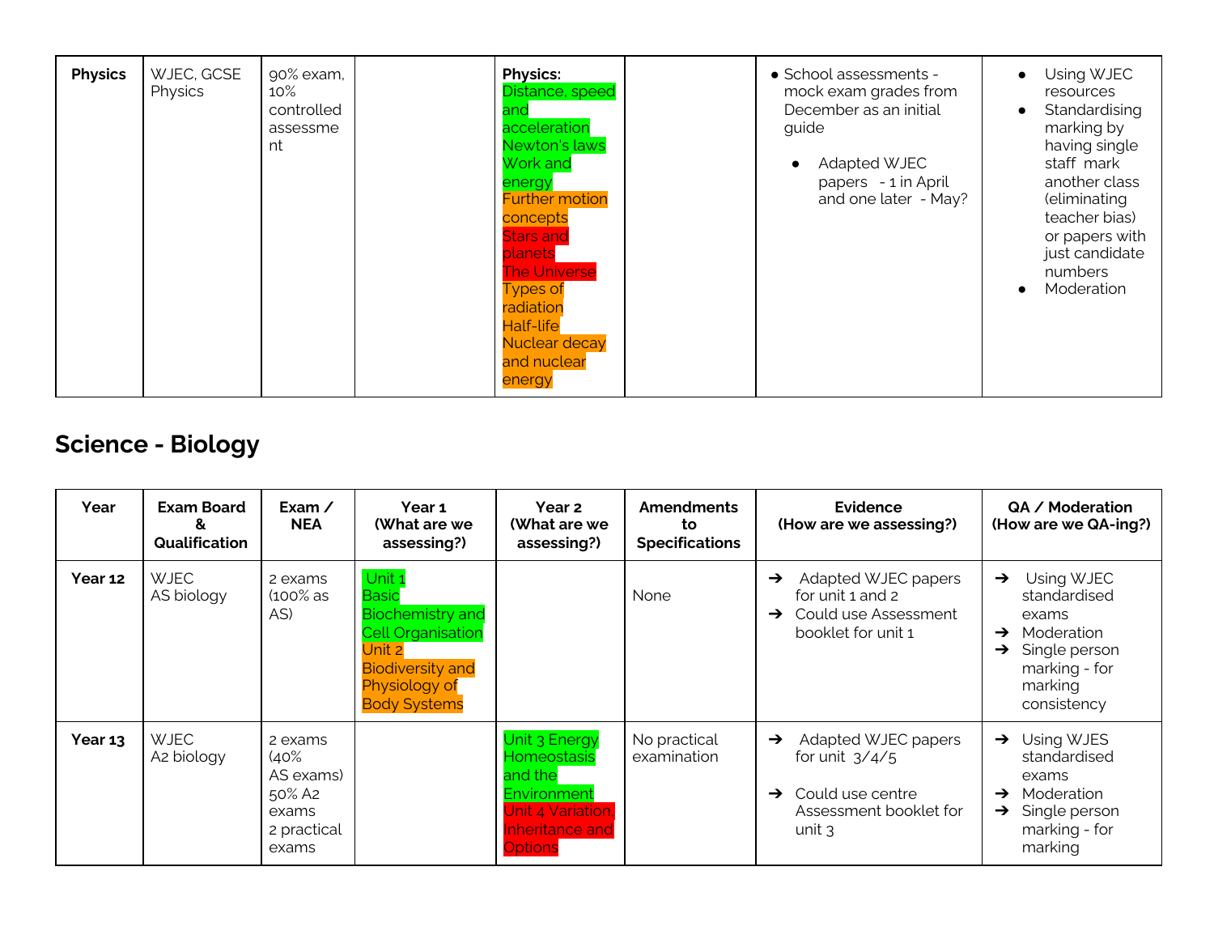| Physics | WJEC, GCSE Physics | 90% exam, 10% controlled assessment | | **Physics:** Distance, speed and acceleration Newton's laws Work and energy Further motion concepts Stars and planets The Universe Types of radiation Half-life Nuclear decay and nuclear energy | | • School assessments - mock exam grades from December as an initial guide<br>• Adapted WJEC papers - 1 in April and one later - May? | • Using WJEC resources<br>• Standardising marking by having single staff mark another class (eliminating teacher bias) or papers with just candidate numbers<br>• Moderation |
|---|---|---|---|---|---|---|---|

## Science - Biology

| Year | Exam Board & Qualification | Exam / NEA | Year 1 (What are we assessing?) | Year 2 (What are we assessing?) | Amendments to Specifications | Evidence (How are we assessing?) | QA / Moderation (How are we QA-ing?) |
|---|---|---|---|---|---|---|---|
| **Year 12** | WJEC AS biology | 2 exams (100% as AS) | Unit 1 Basic Biochemistry and Cell Organisation Unit 2 Biodiversity and Physiology of Body Systems | | None | ➔ Adapted WJEC papers for unit 1 and 2<br>➔ Could use Assessment booklet for unit 1 | ➔ Using WJEC standardised exams<br>➔ Moderation<br>➔ Single person marking - for marking consistency |
| **Year 13** | WJEC A2 biology | 2 exams (40% AS exams) 50% A2 exams 2 practical exams | | Unit 3 Energy Homeostasis and the Environment Unit 4 Variation, Inheritance and Options | No practical examination | ➔ Adapted WJEC papers for unit 3/4/5<br>➔ Could use centre Assessment booklet for unit 3 | ➔ Using WJES standardised exams<br>➔ Moderation<br>➔ Single person marking - for marking |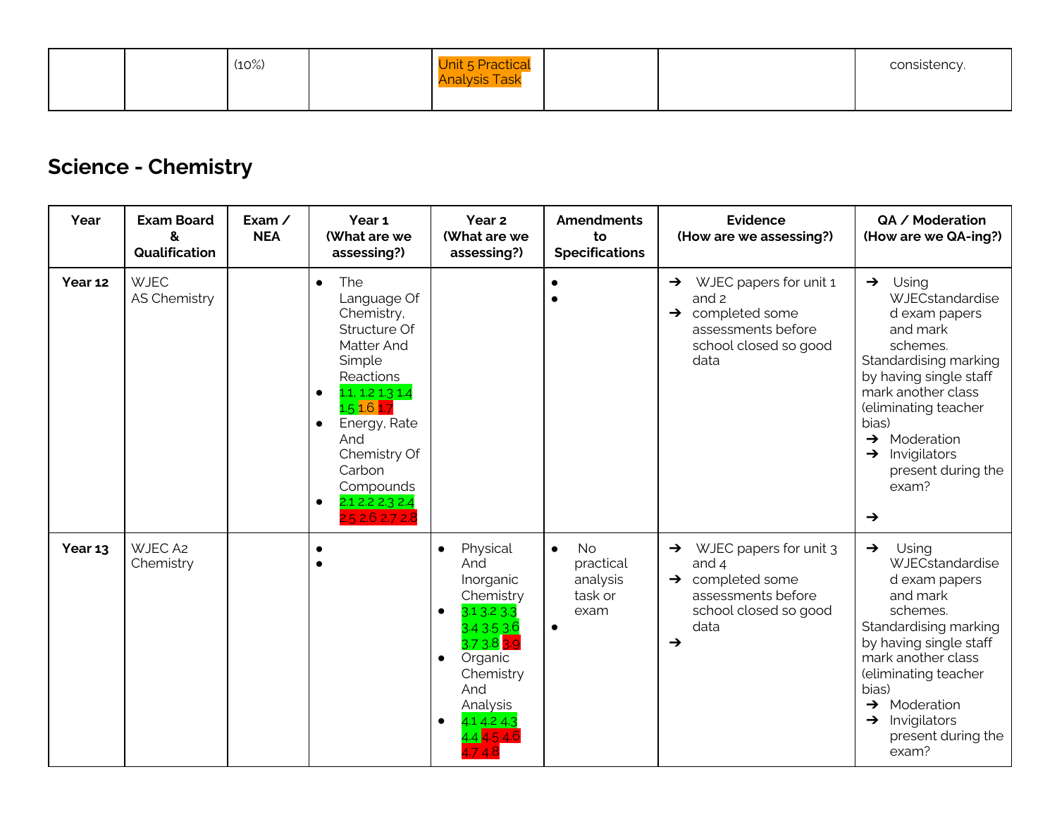| | | (10%) | | Unit 5 Practical Analysis Task | | | consistency. |
|---|---|---|---|---|---|---|---|

## Science - Chemistry

| Year | Exam Board & Qualification | Exam / NEA | Year 1 (What are we assessing?) | Year 2 (What are we assessing?) | Amendments to Specifications | Evidence (How are we assessing?) | QA / Moderation (How are we QA-ing?) |
|---|---|---|---|---|---|---|---|
| **Year 12** | WJEC AS Chemistry | | • The Language Of Chemistry, Structure Of Matter And Simple Reactions<br>• 1.1, 1.2 1.3 1.4 1.5 1.6 1.7<br>• Energy, Rate And Chemistry Of Carbon Compounds<br>• 2.1 2.2 2.3 2.4 2.5 2.6 2.7 2.8 | | •<br>• | ➔ WJEC papers for unit 1 and 2<br>➔ completed some assessments before school closed so good data | ➔ Using WJECstandardised exam papers and mark schemes. Standardising marking by having single staff mark another class (eliminating teacher bias)<br>➔ Moderation<br>➔ Invigilators present during the exam?<br>➔ |
| **Year 13** | WJEC A2 Chemistry | | •<br>• | • Physical And Inorganic Chemistry<br>• 3.1 3.2 3.3 3.4 3.5 3.6 3.7 3.8 3.9<br>• Organic Chemistry And Analysis<br>• 4.1 4.2 4.3 4.4 4.5 4.6 4.7 4.8 | • No practical analysis task or exam<br>• | ➔ WJEC papers for unit 3 and 4<br>➔ completed some assessments before school closed so good data<br>➔ | ➔ Using WJECstandardised exam papers and mark schemes. Standardising marking by having single staff mark another class (eliminating teacher bias)<br>➔ Moderation<br>➔ Invigilators present during the exam? |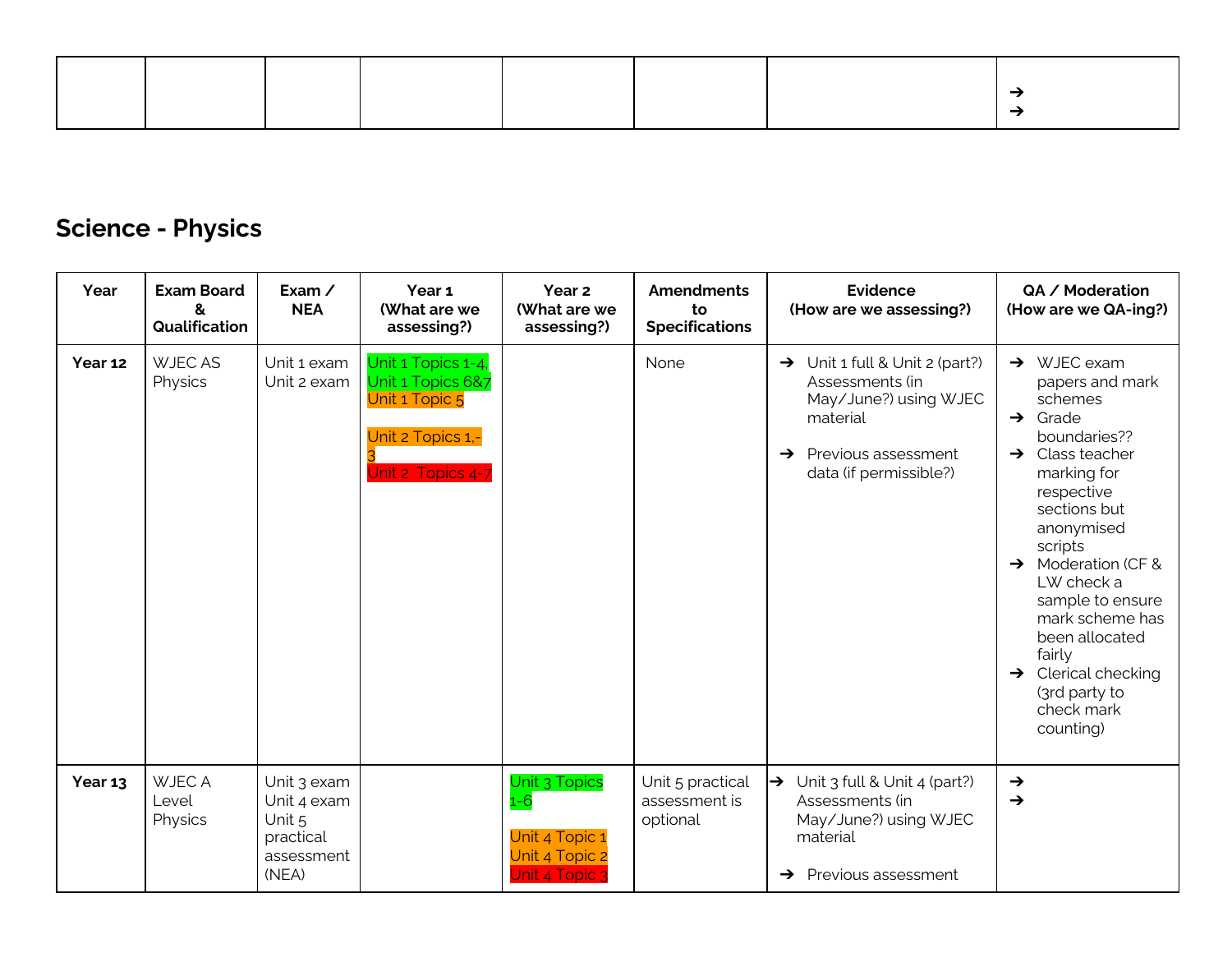| | | | | | | | ➔ <br> ➔ |
|---|---|---|---|---|---|---|---|

## Science - Physics

| Year | Exam Board & Qualification | Exam / NEA | Year 1 (What are we assessing?) | Year 2 (What are we assessing?) | Amendments to Specifications | Evidence (How are we assessing?) | QA / Moderation (How are we QA-ing?) |
|---|---|---|---|---|---|---|---|
| **Year 12** | WJEC AS Physics | Unit 1 exam<br>Unit 2 exam | Unit 1 Topics 1-4, Unit 1 Topics 6&7<br>Unit 1 Topic 5<br><br>Unit 2 Topics 1,-3<br>Unit 2 Topics 4-7 | | None | ➔ Unit 1 full & Unit 2 (part?) Assessments (in May/June?) using WJEC material<br><br>➔ Previous assessment data (if permissible?) | ➔ WJEC exam papers and mark schemes<br>➔ Grade boundaries??<br>➔ Class teacher marking for respective sections but anonymised scripts<br>➔ Moderation (CF & LW check a sample to ensure mark scheme has been allocated fairly<br>➔ Clerical checking (3rd party to check mark counting) |
| **Year 13** | WJEC A Level Physics | Unit 3 exam<br>Unit 4 exam<br>Unit 5 practical assessment (NEA) | | Unit 3 Topics 1-6<br><br>Unit 4 Topic 1<br>Unit 4 Topic 2<br>Unit 4 Topic 3 | Unit 5 practical assessment is optional | ➔ Unit 3 full & Unit 4 (part?) Assessments (in May/June?) using WJEC material<br><br>➔ Previous assessment | ➔<br>➔ |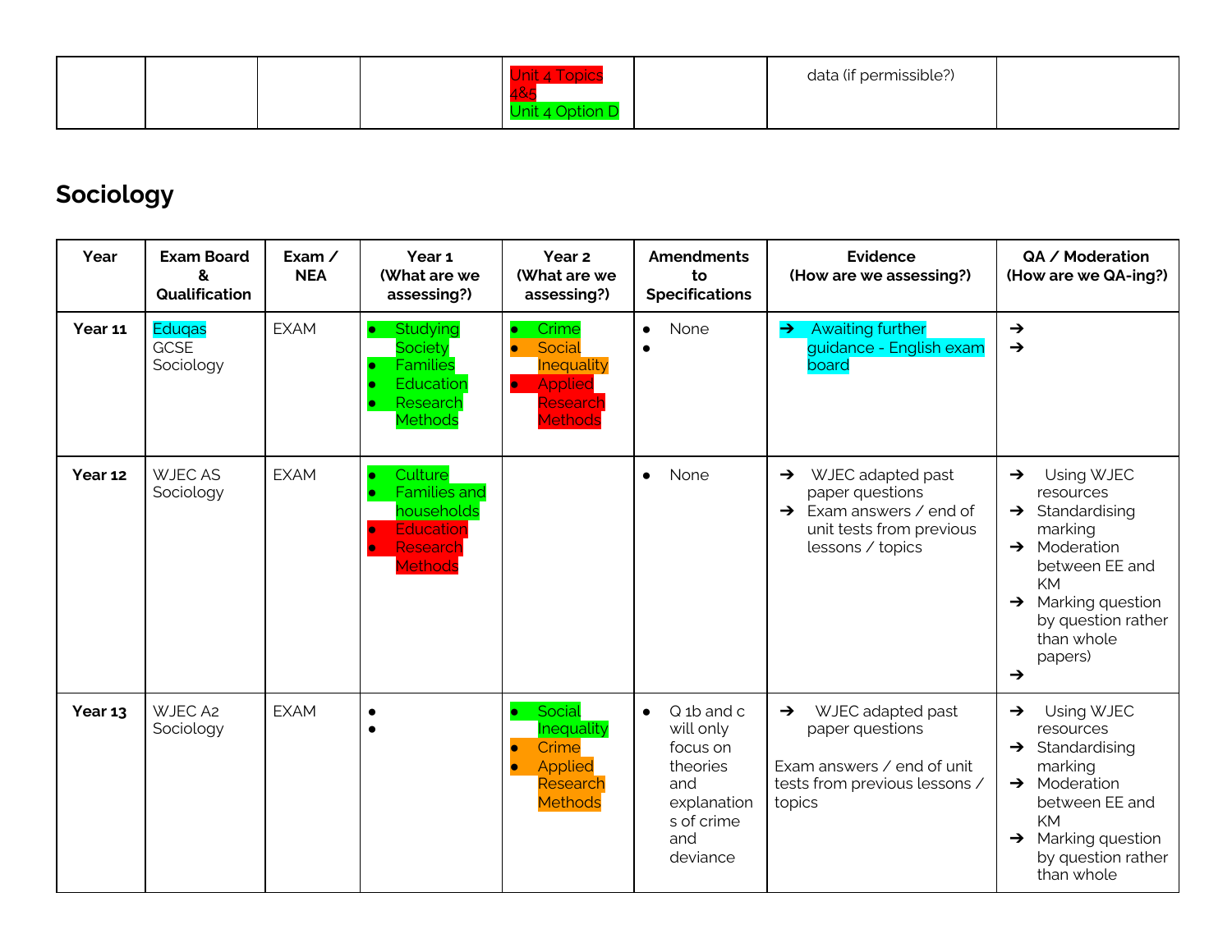| | | | | Unit 4 Topics 4&5<br>Unit 4 Option D | | data (if permissible?) | |
|---|---|---|---|---|---|---|---|

## Sociology

| Year | Exam Board & Qualification | Exam / NEA | Year 1 (What are we assessing?) | Year 2 (What are we assessing?) | Amendments to Specifications | Evidence (How are we assessing?) | QA / Moderation (How are we QA-ing?) |
|---|---|---|---|---|---|---|---|
| **Year 11** | Eduqas GCSE Sociology | EXAM | • Studying Society<br>• Families<br>• Education<br>• Research Methods | • Crime<br>• Social Inequality<br>• Applied Research Methods | • None<br>• | ➔ Awaiting further guidance - English exam board | ➔<br>➔ |
| **Year 12** | WJEC AS Sociology | EXAM | • Culture<br>• Families and households<br>• Education<br>• Research Methods | | • None | ➔ WJEC adapted past paper questions<br>➔ Exam answers / end of unit tests from previous lessons / topics | ➔ Using WJEC resources<br>➔ Standardising marking<br>➔ Moderation between EE and KM<br>➔ Marking question by question rather than whole papers)<br>➔ |
| **Year 13** | WJEC A2 Sociology | EXAM | •<br>• | • Social Inequality<br>• Crime<br>• Applied Research Methods | • Q 1b and c will only focus on theories and explanations of crime and deviance | ➔ WJEC adapted past paper questions<br><br>Exam answers / end of unit tests from previous lessons / topics | ➔ Using WJEC resources<br>➔ Standardising marking<br>➔ Moderation between EE and KM<br>➔ Marking question by question rather than whole |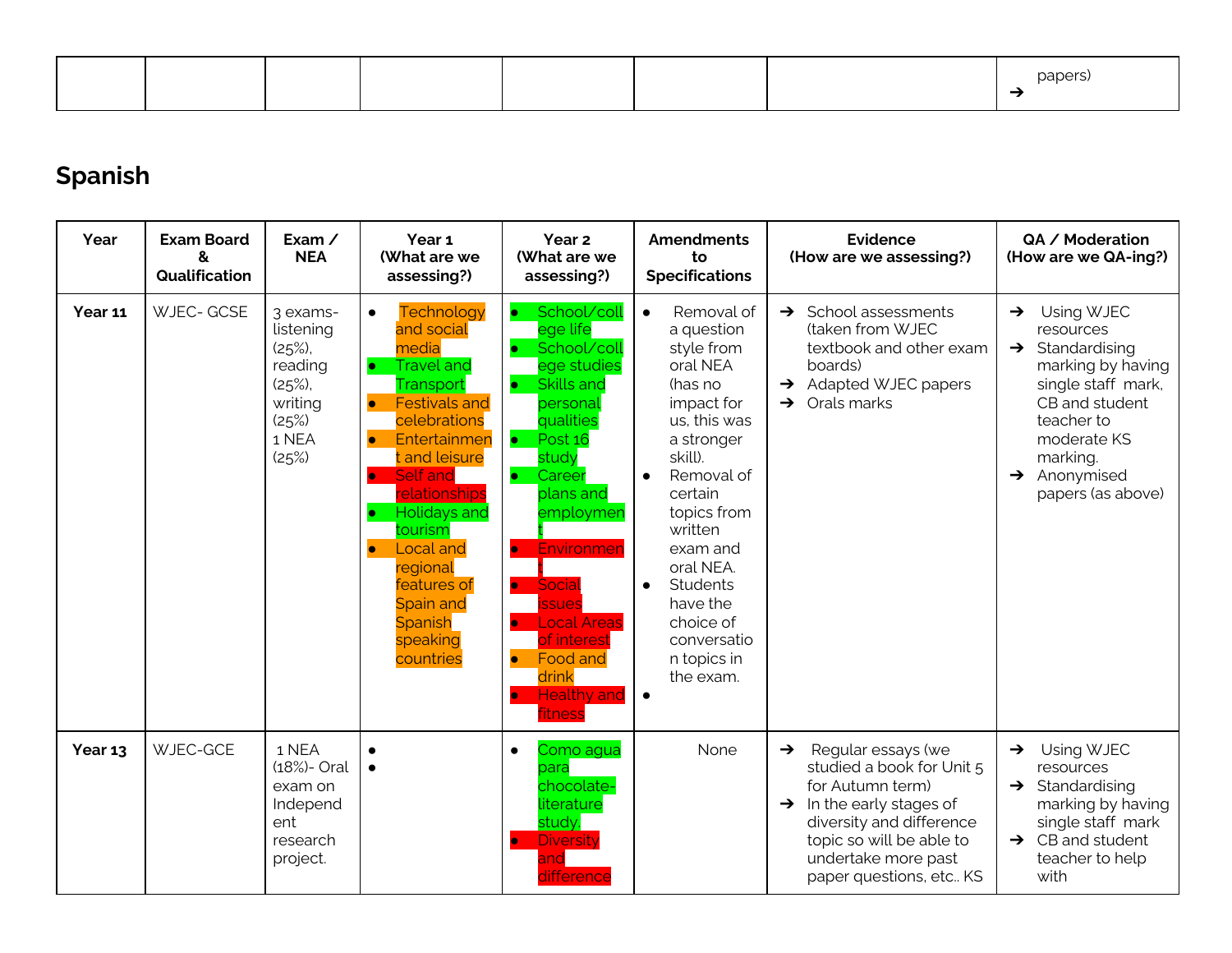| | | | | | | | |
|---|---|---|---|---|---|---|---|
| | | | | | | | papers)<br>➔ |

## Spanish

| Year | Exam Board & Qualification | Exam / NEA | Year 1 (What are we assessing?) | Year 2 (What are we assessing?) | Amendments to Specifications | Evidence (How are we assessing?) | QA / Moderation (How are we QA-ing?) |
|---|---|---|---|---|---|---|---|
| **Year 11** | WJEC- GCSE | 3 exams- listening (25%), reading (25%), writing (25%)<br>1 NEA (25%) | • Technology and social media<br>• Travel and Transport<br>• Festivals and celebrations<br>• Entertainment and leisure<br>• Self and relationships<br>• Holidays and tourism<br>• Local and regional features of Spain and Spanish speaking countries | • School/college life<br>• School/college studies<br>• Skills and personal qualities<br>• Post 16 study<br>• Career plans and employment<br>• Environment<br>• Social issues<br>• Local Areas of interest<br>• Food and drink<br>• Healthy and fitness | • Removal of a question style from oral NEA (has no impact for us, this was a stronger skill).<br>• Removal of certain topics from written exam and oral NEA.<br>• Students have the choice of conversation topics in the exam.<br>• | ➔ School assessments (taken from WJEC textbook and other exam boards)<br>➔ Adapted WJEC papers<br>➔ Orals marks | ➔ Using WJEC resources<br>➔ Standardising marking by having single staff mark, CB and student teacher to moderate KS marking.<br>➔ Anonymised papers (as above) |
| **Year 13** | WJEC-GCE | 1 NEA (18%)- Oral exam on Independent research project. | •<br>• | • Como agua para chocolate- literature study.<br>• Diversity and difference | None | ➔ Regular essays (we studied a book for Unit 5 for Autumn term)<br>➔ In the early stages of diversity and difference topic so will be able to undertake more past paper questions, etc.. KS | ➔ Using WJEC resources<br>➔ Standardising marking by having single staff mark<br>➔ CB and student teacher to help with |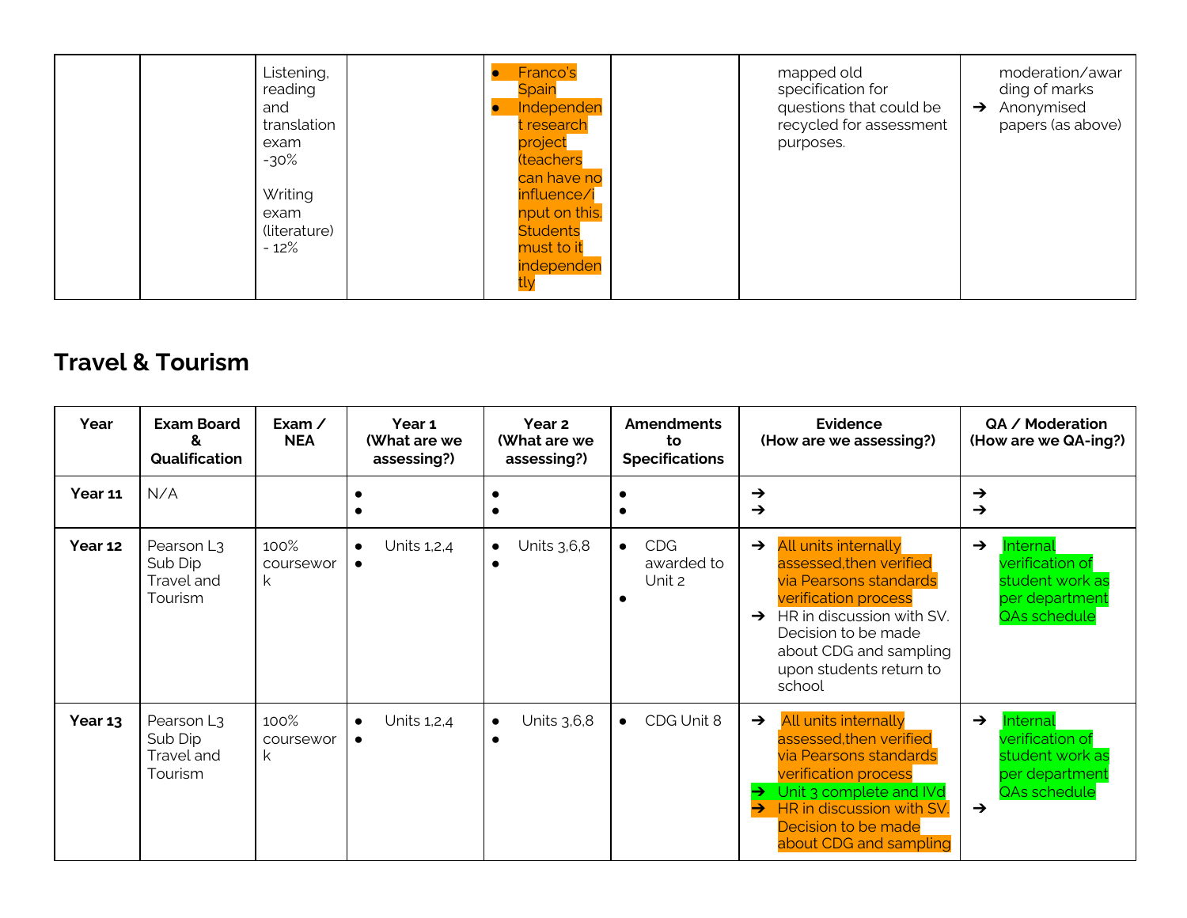| | | | | | | | |
|---|---|---|---|---|---|---|---|
| | | Listening, reading and translation exam -30%<br><br>Writing exam (literature) - 12% | | • Franco's Spain<br>• Independent research project (teachers can have no influence/input on this. Students must to it independently | | mapped old specification for questions that could be recycled for assessment purposes. | moderation/awarding of marks<br>➔ Anonymised papers (as above) |

## Travel & Tourism

| Year | Exam Board & Qualification | Exam / NEA | Year 1 (What are we assessing?) | Year 2 (What are we assessing?) | Amendments to Specifications | Evidence (How are we assessing?) | QA / Moderation (How are we QA-ing?) |
|---|---|---|---|---|---|---|---|
| **Year 11** | N/A | | •<br>• | •<br>• | •<br>• | ➔<br>➔ | ➔<br>➔ |
| **Year 12** | Pearson L3 Sub Dip Travel and Tourism | 100% coursework | • Units 1,2,4<br>• | • Units 3,6,8<br>• | • CDG awarded to Unit 2<br>• | ➔ All units internally assessed,then verified via Pearsons standards verification process<br>➔ HR in discussion with SV. Decision to be made about CDG and sampling upon students return to school | ➔ Internal verification of student work as per department QAs schedule |
| **Year 13** | Pearson L3 Sub Dip Travel and Tourism | 100% coursework | • Units 1,2,4<br>• | • Units 3,6,8<br>• | • CDG Unit 8 | ➔ All units internally assessed,then verified via Pearsons standards verification process<br>➔ Unit 3 complete and IVd<br>➔ HR in discussion with SV. Decision to be made about CDG and sampling | ➔ Internal verification of student work as per department QAs schedule<br>➔ |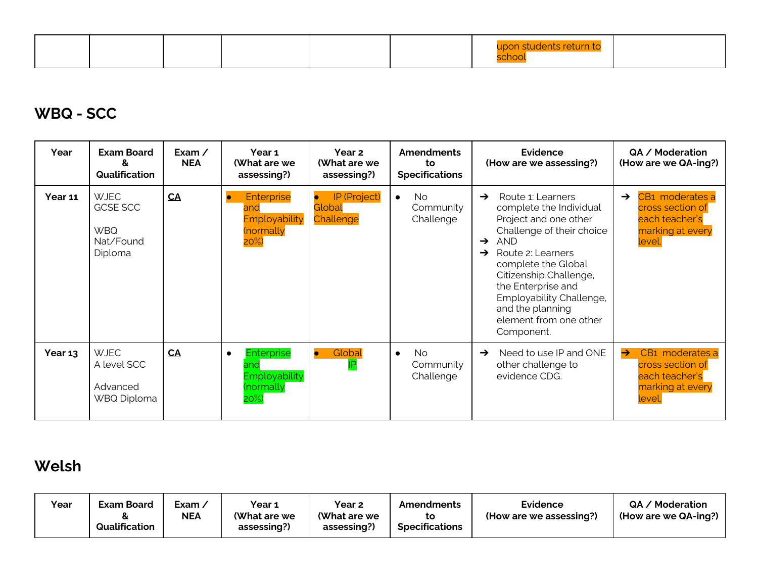| | | | | | | upon students return to school | |
|---|---|---|---|---|---|---|---|

## WBQ - SCC

| Year | Exam Board & Qualification | Exam / NEA | Year 1 (What are we assessing?) | Year 2 (What are we assessing?) | Amendments to Specifications | Evidence (How are we assessing?) | QA / Moderation (How are we QA-ing?) |
|---|---|---|---|---|---|---|---|
| **Year 11** | WJEC GCSE SCC<br><br>WBQ Nat/Found Diploma | **CA** | • Enterprise and Employability (normally 20%) | • IP (Project) Global Challenge | • No Community Challenge | ➔ Route 1: Learners complete the Individual Project and one other Challenge of their choice<br>➔ AND<br>➔ Route 2: Learners complete the Global Citizenship Challenge, the Enterprise and Employability Challenge, and the planning element from one other Component. | ➔ CB1 moderates a cross section of each teacher's marking at every level. |
| **Year 13** | WJEC A level SCC<br><br>Advanced WBQ Diploma | **CA** | • Enterprise and Employability (normally 20%) | • Global IP | • No Community Challenge | ➔ Need to use IP and ONE other challenge to evidence CDG. | ➔ CB1 moderates a cross section of each teacher's marking at every level. |

## Welsh

| Year | Exam Board & Qualification | Exam / NEA | Year 1 (What are we assessing?) | Year 2 (What are we assessing?) | Amendments to Specifications | Evidence (How are we assessing?) | QA / Moderation (How are we QA-ing?) |
|---|---|---|---|---|---|---|---|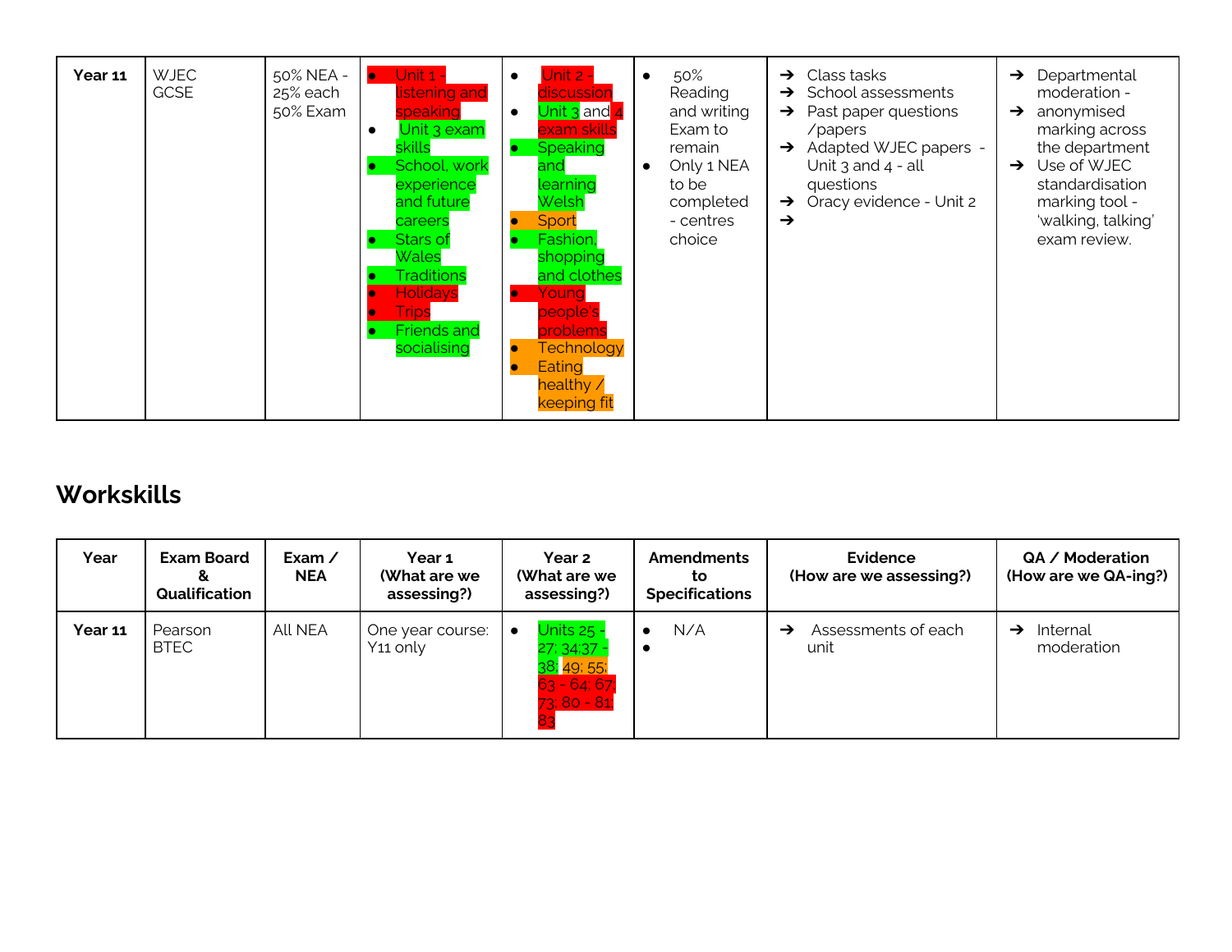| | | | | | | | |
|---|---|---|---|---|---|---|---|
| **Year 11** | WJEC GCSE | 50% NEA - 25% each<br>50% Exam | • Unit 1 - Listening and speaking<br>• Unit 3 exam skills<br>• School, work experience and future careers<br>• Stars of Wales<br>• Traditions<br>• Holidays<br>• Trips<br>• Friends and socialising | • Unit 2 - discussion<br>• Unit 3 and 4 exam skills<br>• Speaking and learning Welsh<br>• Sport<br>• Fashion, shopping and clothes<br>• Young people's problems<br>• Technology<br>• Eating healthy / keeping fit | • 50% Reading and writing Exam to remain<br>• Only 1 NEA to be completed - centres choice | ➔ Class tasks<br>➔ School assessments<br>➔ Past paper questions /papers<br>➔ Adapted WJEC papers - Unit 3 and 4 - all questions<br>➔ Oracy evidence - Unit 2<br>➔ | ➔ Departmental moderation -<br>➔ anonymised marking across the department<br>➔ Use of WJEC standardisation marking tool - 'walking, talking' exam review. |

## Workskills

| Year | Exam Board & Qualification | Exam / NEA | Year 1 (What are we assessing?) | Year 2 (What are we assessing?) | Amendments to Specifications | Evidence (How are we assessing?) | QA / Moderation (How are we QA-ing?) |
|---|---|---|---|---|---|---|---|
| **Year 11** | Pearson BTEC | All NEA | One year course: Y11 only | • Units 25 - 27; 34;37 - 38; 49; 55; 63 - 64; 67; 73; 80 - 81; 83 | • N/A<br>• | ➔ Assessments of each unit | ➔ Internal moderation |